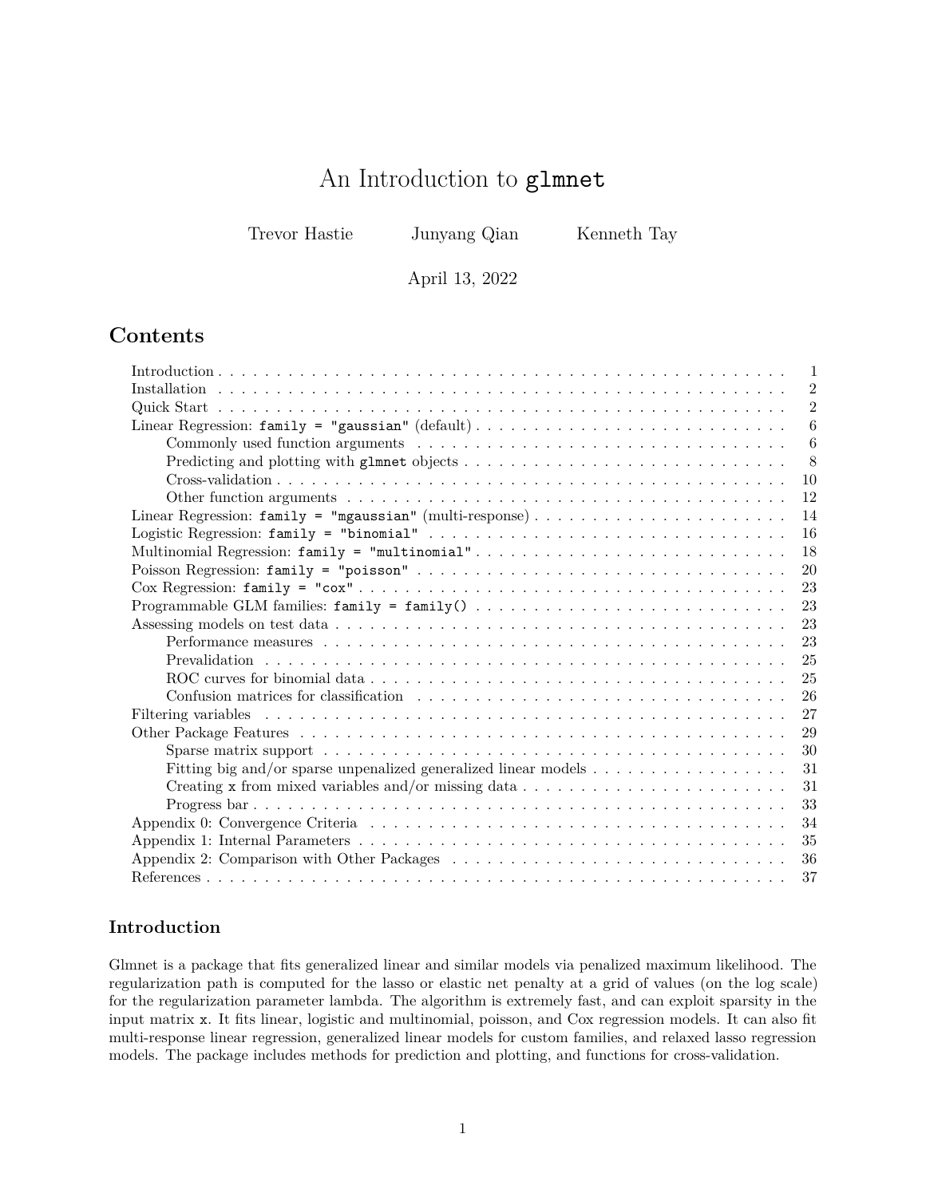# An Introduction to `glmnet`

Trevor Hastie Junyang Qian Kenneth Tay

April 13, 2022

## Contents

- Introduction . . . 1
- Installation . . . 2
- Quick Start . . . 2
- Linear Regression: `family = "gaussian"` (default) . . . 6
  - Commonly used function arguments . . . 6
  - Predicting and plotting with `glmnet` objects . . . 8
  - Cross-validation . . . 10
  - Other function arguments . . . 12
- Linear Regression: `family = "mgaussian"` (multi-response) . . . 14
- Logistic Regression: `family = "binomial"` . . . 16
- Multinomial Regression: `family = "multinomial"` . . . 18
- Poisson Regression: `family = "poisson"` . . . 20
- Cox Regression: `family = "cox"` . . . 23
- Programmable GLM families: `family = family()` . . . 23
- Assessing models on test data . . . 23
  - Performance measures . . . 23
  - Prevalidation . . . 25
  - ROC curves for binomial data . . . 25
  - Confusion matrices for classification . . . 26
- Filtering variables . . . 27
- Other Package Features . . . 29
  - Sparse matrix support . . . 30
  - Fitting big and/or sparse unpenalized generalized linear models . . . 31
  - Creating `x` from mixed variables and/or missing data . . . 31
  - Progress bar . . . 33
- Appendix 0: Convergence Criteria . . . 34
- Appendix 1: Internal Parameters . . . 35
- Appendix 2: Comparison with Other Packages . . . 36
- References . . . 37

## Introduction

Glmnet is a package that fits generalized linear and similar models via penalized maximum likelihood. The regularization path is computed for the lasso or elastic net penalty at a grid of values (on the log scale) for the regularization parameter lambda. The algorithm is extremely fast, and can exploit sparsity in the input matrix `x`. It fits linear, logistic and multinomial, poisson, and Cox regression models. It can also fit multi-response linear regression, generalized linear models for custom families, and relaxed lasso regression models. The package includes methods for prediction and plotting, and functions for cross-validation.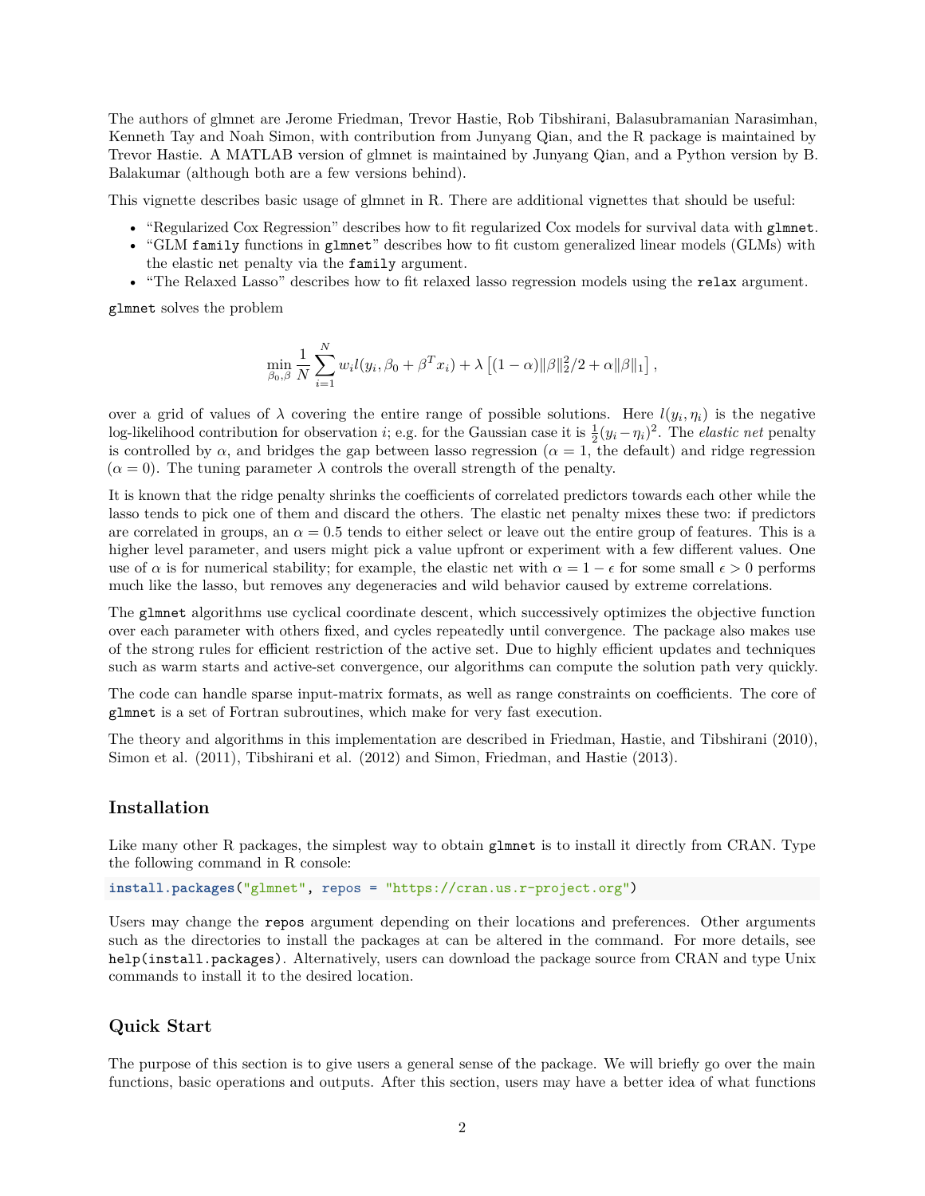The authors of glmnet are Jerome Friedman, Trevor Hastie, Rob Tibshirani, Balasubramanian Narasimhan, Kenneth Tay and Noah Simon, with contribution from Junyang Qian, and the R package is maintained by Trevor Hastie. A MATLAB version of glmnet is maintained by Junyang Qian, and a Python version by B. Balakumar (although both are a few versions behind).

This vignette describes basic usage of glmnet in R. There are additional vignettes that should be useful:

- "Regularized Cox Regression" describes how to fit regularized Cox models for survival data with `glmnet`.
- "GLM `family` functions in `glmnet`" describes how to fit custom generalized linear models (GLMs) with the elastic net penalty via the `family` argument.
- "The Relaxed Lasso" describes how to fit relaxed lasso regression models using the `relax` argument.

`glmnet` solves the problem

$$\min_{\beta_0,\beta} \frac{1}{N} \sum_{i=1}^{N} w_i l(y_i, \beta_0 + \beta^T x_i) + \lambda \left[(1-\alpha)\|\beta\|_2^2/2 + \alpha\|\beta\|_1\right],$$

over a grid of values of $\lambda$ covering the entire range of possible solutions. Here $l(y_i, \eta_i)$ is the negative log-likelihood contribution for observation $i$; e.g. for the Gaussian case it is $\frac{1}{2}(y_i - \eta_i)^2$. The *elastic net* penalty is controlled by $\alpha$, and bridges the gap between lasso regression ($\alpha = 1$, the default) and ridge regression ($\alpha = 0$). The tuning parameter $\lambda$ controls the overall strength of the penalty.

It is known that the ridge penalty shrinks the coefficients of correlated predictors towards each other while the lasso tends to pick one of them and discard the others. The elastic net penalty mixes these two: if predictors are correlated in groups, an $\alpha = 0.5$ tends to either select or leave out the entire group of features. This is a higher level parameter, and users might pick a value upfront or experiment with a few different values. One use of $\alpha$ is for numerical stability; for example, the elastic net with $\alpha = 1 - \epsilon$ for some small $\epsilon > 0$ performs much like the lasso, but removes any degeneracies and wild behavior caused by extreme correlations.

The `glmnet` algorithms use cyclical coordinate descent, which successively optimizes the objective function over each parameter with others fixed, and cycles repeatedly until convergence. The package also makes use of the strong rules for efficient restriction of the active set. Due to highly efficient updates and techniques such as warm starts and active-set convergence, our algorithms can compute the solution path very quickly.

The code can handle sparse input-matrix formats, as well as range constraints on coefficients. The core of `glmnet` is a set of Fortran subroutines, which make for very fast execution.

The theory and algorithms in this implementation are described in Friedman, Hastie, and Tibshirani (2010), Simon et al. (2011), Tibshirani et al. (2012) and Simon, Friedman, and Hastie (2013).

## Installation

Like many other R packages, the simplest way to obtain `glmnet` is to install it directly from CRAN. Type the following command in R console:

```
install.packages("glmnet", repos = "https://cran.us.r-project.org")
```

Users may change the `repos` argument depending on their locations and preferences. Other arguments such as the directories to install the packages at can be altered in the command. For more details, see `help(install.packages)`. Alternatively, users can download the package source from CRAN and type Unix commands to install it to the desired location.

## Quick Start

The purpose of this section is to give users a general sense of the package. We will briefly go over the main functions, basic operations and outputs. After this section, users may have a better idea of what functions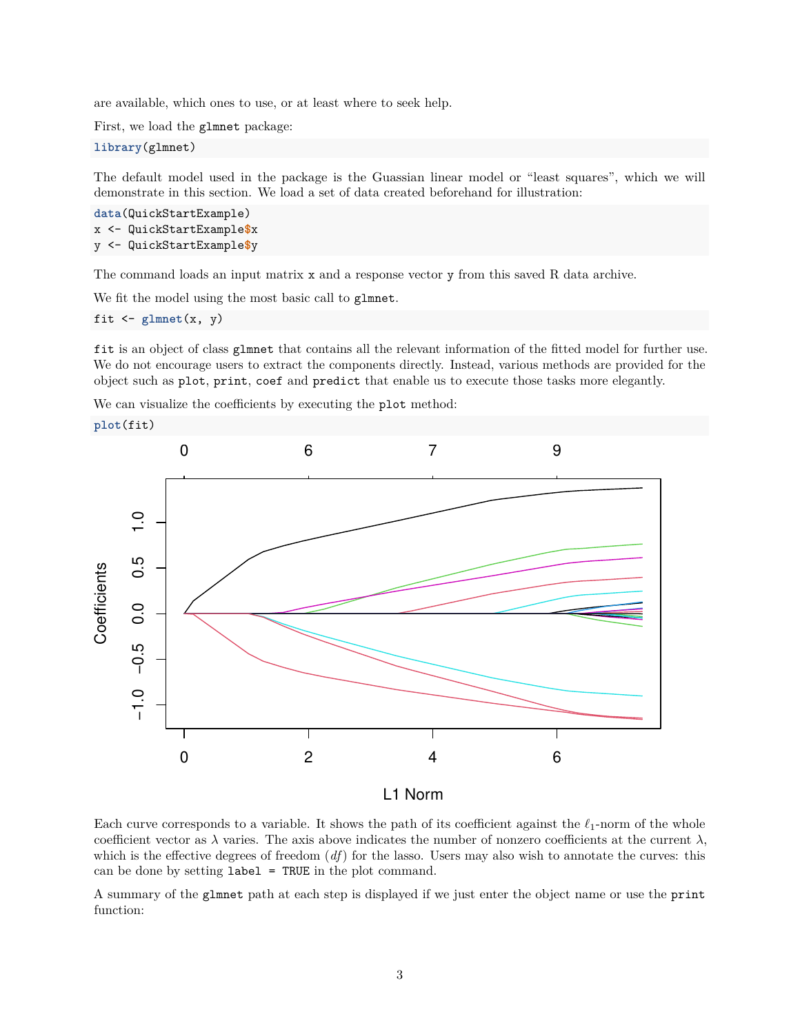are available, which ones to use, or at least where to seek help.

First, we load the `glmnet` package:

```
library(glmnet)
```

The default model used in the package is the Guassian linear model or "least squares", which we will demonstrate in this section. We load a set of data created beforehand for illustration:

```
data(QuickStartExample)
x <- QuickStartExample$x
y <- QuickStartExample$y
```

The command loads an input matrix `x` and a response vector `y` from this saved R data archive.

We fit the model using the most basic call to `glmnet`.

```
fit <- glmnet(x, y)
```

`fit` is an object of class `glmnet` that contains all the relevant information of the fitted model for further use. We do not encourage users to extract the components directly. Instead, various methods are provided for the object such as `plot`, `print`, `coef` and `predict` that enable us to execute those tasks more elegantly.

We can visualize the coefficients by executing the `plot` method:

```
plot(fit)
```

Each curve corresponds to a variable. It shows the path of its coefficient against the $\ell_1$-norm of the whole coefficient vector as $\lambda$ varies. The axis above indicates the number of nonzero coefficients at the current $\lambda$, which is the effective degrees of freedom ($df$) for the lasso. Users may also wish to annotate the curves: this can be done by setting `label = TRUE` in the plot command.

A summary of the `glmnet` path at each step is displayed if we just enter the object name or use the `print` function: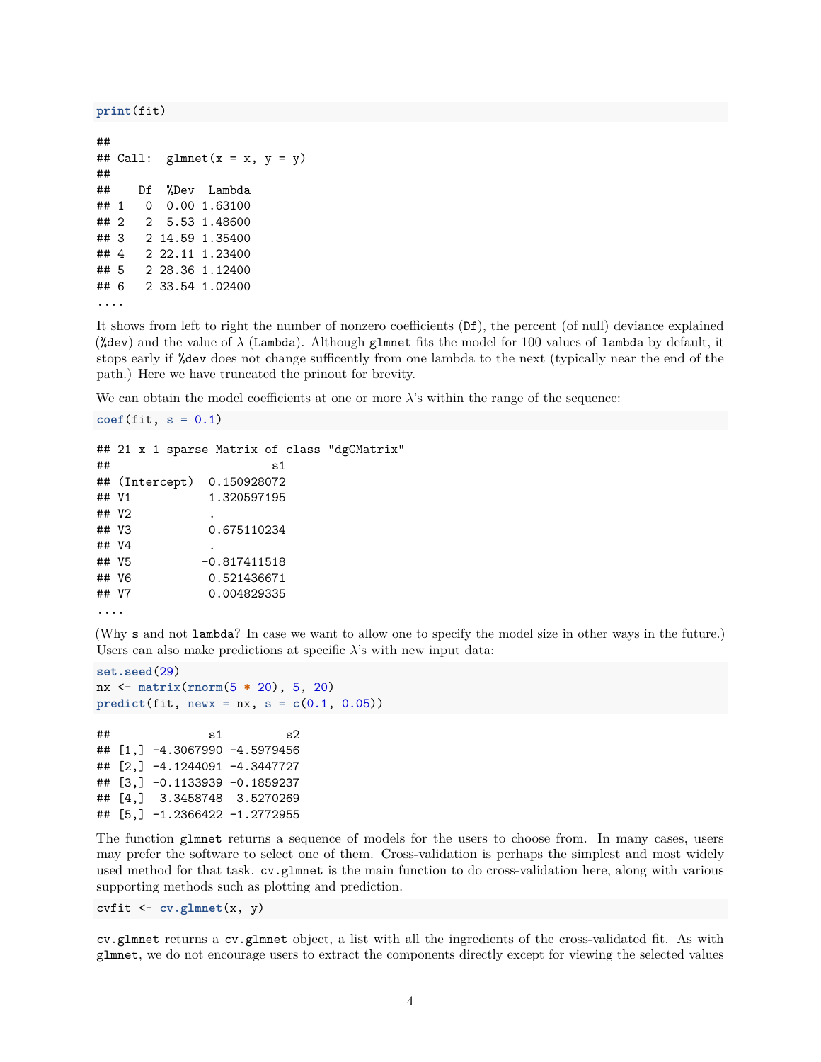```r
print(fit)
```

```
##
## Call:  glmnet(x = x, y = y)
##
##    Df  %Dev  Lambda
## 1   0  0.00 1.63100
## 2   2  5.53 1.48600
## 3   2 14.59 1.35400
## 4   2 22.11 1.23400
## 5   2 28.36 1.12400
## 6   2 33.54 1.02400
....
```

It shows from left to right the number of nonzero coefficients (`Df`), the percent (of null) deviance explained (`%dev`) and the value of $\lambda$ (`Lambda`). Although `glmnet` fits the model for 100 values of `lambda` by default, it stops early if `%dev` does not change sufficently from one lambda to the next (typically near the end of the path.) Here we have truncated the prinout for brevity.

We can obtain the model coefficients at one or more $\lambda$'s within the range of the sequence:

```r
coef(fit, s = 0.1)
```

```
## 21 x 1 sparse Matrix of class "dgCMatrix"
##                       s1
## (Intercept)  0.150928072
## V1           1.320597195
## V2           .
## V3           0.675110234
## V4           .
## V5          -0.817411518
## V6           0.521436671
## V7           0.004829335
....
```

(Why `s` and not `lambda`? In case we want to allow one to specify the model size in other ways in the future.) Users can also make predictions at specific $\lambda$'s with new input data:

```r
set.seed(29)
nx <- matrix(rnorm(5 * 20), 5, 20)
predict(fit, newx = nx, s = c(0.1, 0.05))
```

```
##              s1         s2
## [1,] -4.3067990 -4.5979456
## [2,] -4.1244091 -4.3447727
## [3,] -0.1133939 -0.1859237
## [4,]  3.3458748  3.5270269
## [5,] -1.2366422 -1.2772955
```

The function `glmnet` returns a sequence of models for the users to choose from. In many cases, users may prefer the software to select one of them. Cross-validation is perhaps the simplest and most widely used method for that task. `cv.glmnet` is the main function to do cross-validation here, along with various supporting methods such as plotting and prediction.

```r
cvfit <- cv.glmnet(x, y)
```

`cv.glmnet` returns a `cv.glmnet` object, a list with all the ingredients of the cross-validated fit. As with `glmnet`, we do not encourage users to extract the components directly except for viewing the selected values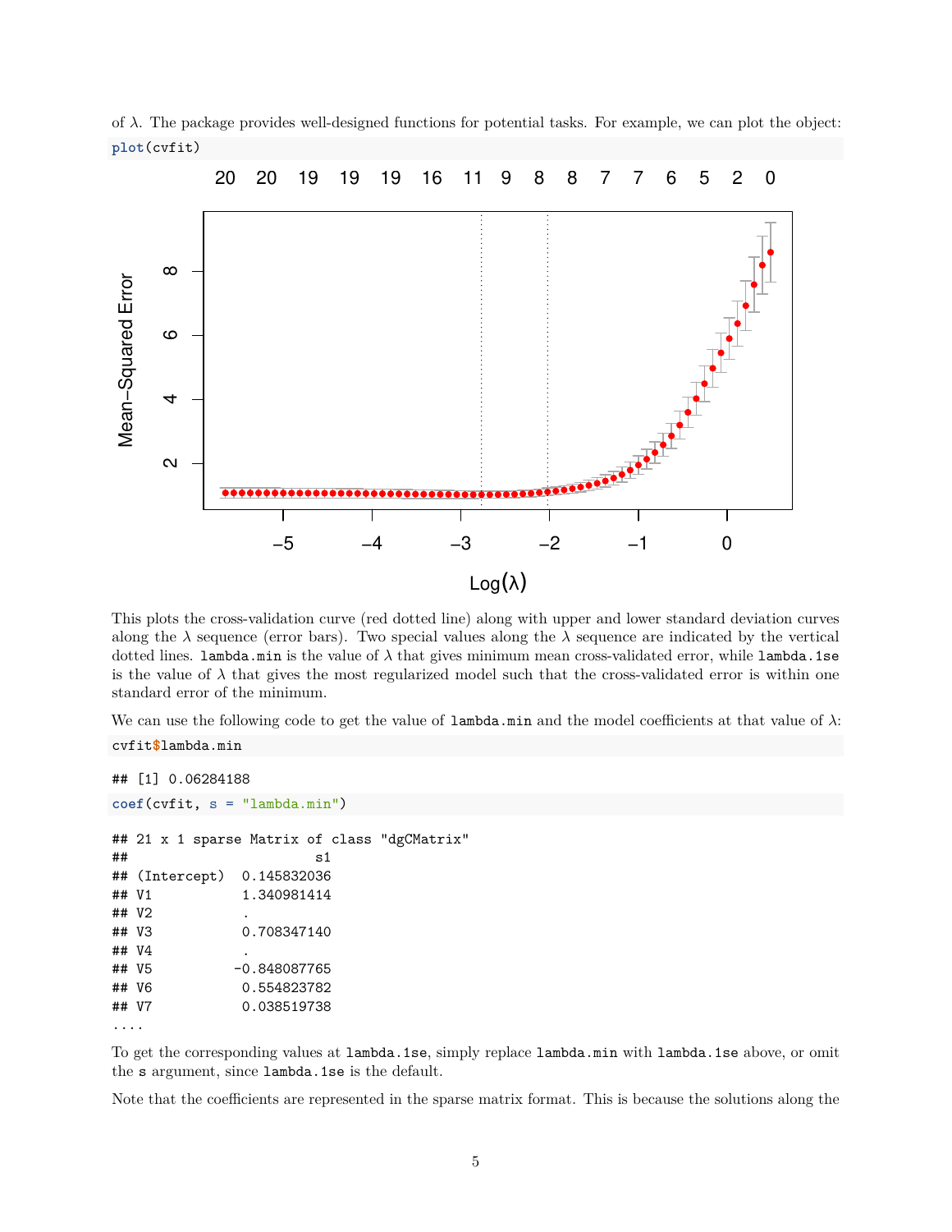of $\lambda$. The package provides well-designed functions for potential tasks. For example, we can plot the object:

```
plot(cvfit)
```

This plots the cross-validation curve (red dotted line) along with upper and lower standard deviation curves along the $\lambda$ sequence (error bars). Two special values along the $\lambda$ sequence are indicated by the vertical dotted lines. `lambda.min` is the value of $\lambda$ that gives minimum mean cross-validated error, while `lambda.1se` is the value of $\lambda$ that gives the most regularized model such that the cross-validated error is within one standard error of the minimum.

We can use the following code to get the value of `lambda.min` and the model coefficients at that value of $\lambda$:

```
cvfit$lambda.min
```

```
## [1] 0.06284188
```

```
coef(cvfit, s = "lambda.min")
```

```
## 21 x 1 sparse Matrix of class "dgCMatrix"
##                       s1
## (Intercept)  0.145832036
## V1           1.340981414
## V2           .
## V3           0.708347140
## V4           .
## V5          -0.848087765
## V6           0.554823782
## V7           0.038519738
....
```

To get the corresponding values at `lambda.1se`, simply replace `lambda.min` with `lambda.1se` above, or omit the `s` argument, since `lambda.1se` is the default.

Note that the coefficients are represented in the sparse matrix format. This is because the solutions along the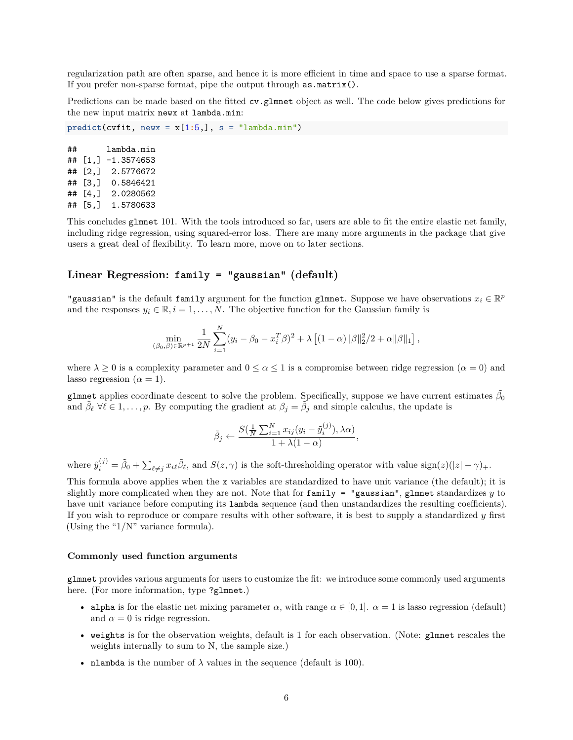regularization path are often sparse, and hence it is more efficient in time and space to use a sparse format. If you prefer non-sparse format, pipe the output through `as.matrix()`.

Predictions can be made based on the fitted `cv.glmnet` object as well. The code below gives predictions for the new input matrix `newx` at `lambda.min`:

```
predict(cvfit, newx = x[1:5,], s = "lambda.min")
```

```
##      lambda.min
## [1,] -1.3574653
## [2,]  2.5776672
## [3,]  0.5846421
## [4,]  2.0280562
## [5,]  1.5780633
```

This concludes `glmnet` 101. With the tools introduced so far, users are able to fit the entire elastic net family, including ridge regression, using squared-error loss. There are many more arguments in the package that give users a great deal of flexibility. To learn more, move on to later sections.

## Linear Regression: `family = "gaussian"` (default)

`"gaussian"` is the default `family` argument for the function `glmnet`. Suppose we have observations $x_i \in \mathbb{R}^p$ and the responses $y_i \in \mathbb{R}, i = 1, \ldots, N$. The objective function for the Gaussian family is

$$\min_{(\beta_0, \beta) \in \mathbb{R}^{p+1}} \frac{1}{2N} \sum_{i=1}^{N} (y_i - \beta_0 - x_i^T \beta)^2 + \lambda \left[ (1-\alpha)\|\beta\|_2^2/2 + \alpha \|\beta\|_1 \right],$$

where $\lambda \geq 0$ is a complexity parameter and $0 \leq \alpha \leq 1$ is a compromise between ridge regression ($\alpha = 0$) and lasso regression ($\alpha = 1$).

`glmnet` applies coordinate descent to solve the problem. Specifically, suppose we have current estimates $\tilde{\beta}_0$ and $\tilde{\beta}_\ell \; \forall \ell \in 1, \ldots, p$. By computing the gradient at $\beta_j = \tilde{\beta}_j$ and simple calculus, the update is

$$\tilde{\beta}_j \leftarrow \frac{S(\frac{1}{N}\sum_{i=1}^{N} x_{ij}(y_i - \tilde{y}_i^{(j)}), \lambda \alpha)}{1 + \lambda(1-\alpha)},$$

where $\tilde{y}_i^{(j)} = \tilde{\beta}_0 + \sum_{\ell \neq j} x_{i\ell} \tilde{\beta}_\ell$, and $S(z, \gamma)$ is the soft-thresholding operator with value $\text{sign}(z)(|z| - \gamma)_+$.

This formula above applies when the `x` variables are standardized to have unit variance (the default); it is slightly more complicated when they are not. Note that for `family = "gaussian"`, `glmnet` standardizes $y$ to have unit variance before computing its `lambda` sequence (and then unstandardizes the resulting coefficients). If you wish to reproduce or compare results with other software, it is best to supply a standardized $y$ first (Using the "1/N" variance formula).

### Commonly used function arguments

`glmnet` provides various arguments for users to customize the fit: we introduce some commonly used arguments here. (For more information, type `?glmnet`.)

- `alpha` is for the elastic net mixing parameter $\alpha$, with range $\alpha \in [0, 1]$. $\alpha = 1$ is lasso regression (default) and $\alpha = 0$ is ridge regression.
- `weights` is for the observation weights, default is 1 for each observation. (Note: `glmnet` rescales the weights internally to sum to N, the sample size.)
- `nlambda` is the number of $\lambda$ values in the sequence (default is 100).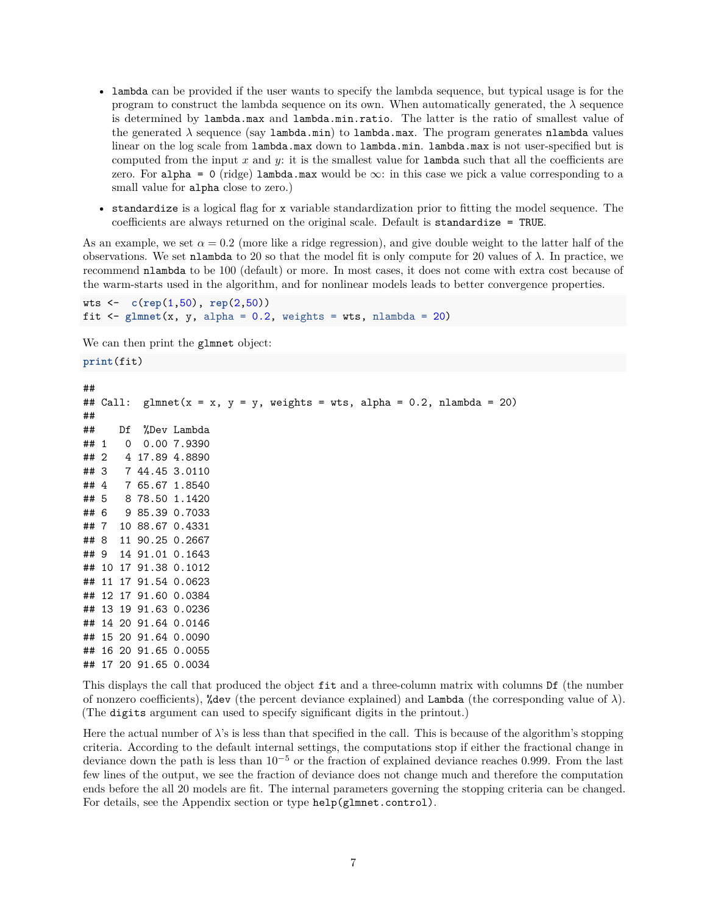- `lambda` can be provided if the user wants to specify the lambda sequence, but typical usage is for the program to construct the lambda sequence on its own. When automatically generated, the $\lambda$ sequence is determined by `lambda.max` and `lambda.min.ratio`. The latter is the ratio of smallest value of the generated $\lambda$ sequence (say `lambda.min`) to `lambda.max`. The program generates `nlambda` values linear on the log scale from `lambda.max` down to `lambda.min`. `lambda.max` is not user-specified but is computed from the input $x$ and $y$: it is the smallest value for `lambda` such that all the coefficients are zero. For `alpha = 0` (ridge) `lambda.max` would be $\infty$: in this case we pick a value corresponding to a small value for `alpha` close to zero.)
- `standardize` is a logical flag for `x` variable standardization prior to fitting the model sequence. The coefficients are always returned on the original scale. Default is `standardize = TRUE`.

As an example, we set $\alpha = 0.2$ (more like a ridge regression), and give double weight to the latter half of the observations. We set `nlambda` to 20 so that the model fit is only compute for 20 values of $\lambda$. In practice, we recommend `nlambda` to be 100 (default) or more. In most cases, it does not come with extra cost because of the warm-starts used in the algorithm, and for nonlinear models leads to better convergence properties.

```
wts <-  c(rep(1,50), rep(2,50))
fit <- glmnet(x, y, alpha = 0.2, weights = wts, nlambda = 20)
```

We can then print the `glmnet` object:

```
print(fit)
```

```
##
## Call:  glmnet(x = x, y = y, weights = wts, alpha = 0.2, nlambda = 20)
##
##    Df  %Dev Lambda
## 1   0  0.00 7.9390
## 2   4 17.89 4.8890
## 3   7 44.45 3.0110
## 4   7 65.67 1.8540
## 5   8 78.50 1.1420
## 6   9 85.39 0.7033
## 7  10 88.67 0.4331
## 8  11 90.25 0.2667
## 9  14 91.01 0.1643
## 10 17 91.38 0.1012
## 11 17 91.54 0.0623
## 12 17 91.60 0.0384
## 13 19 91.63 0.0236
## 14 20 91.64 0.0146
## 15 20 91.64 0.0090
## 16 20 91.65 0.0055
## 17 20 91.65 0.0034
```

This displays the call that produced the object `fit` and a three-column matrix with columns `Df` (the number of nonzero coefficients), `%dev` (the percent deviance explained) and `Lambda` (the corresponding value of $\lambda$). (The `digits` argument can used to specify significant digits in the printout.)

Here the actual number of $\lambda$'s is less than that specified in the call. This is because of the algorithm's stopping criteria. According to the default internal settings, the computations stop if either the fractional change in deviance down the path is less than $10^{-5}$ or the fraction of explained deviance reaches 0.999. From the last few lines of the output, we see the fraction of deviance does not change much and therefore the computation ends before the all 20 models are fit. The internal parameters governing the stopping criteria can be changed. For details, see the Appendix section or type `help(glmnet.control)`.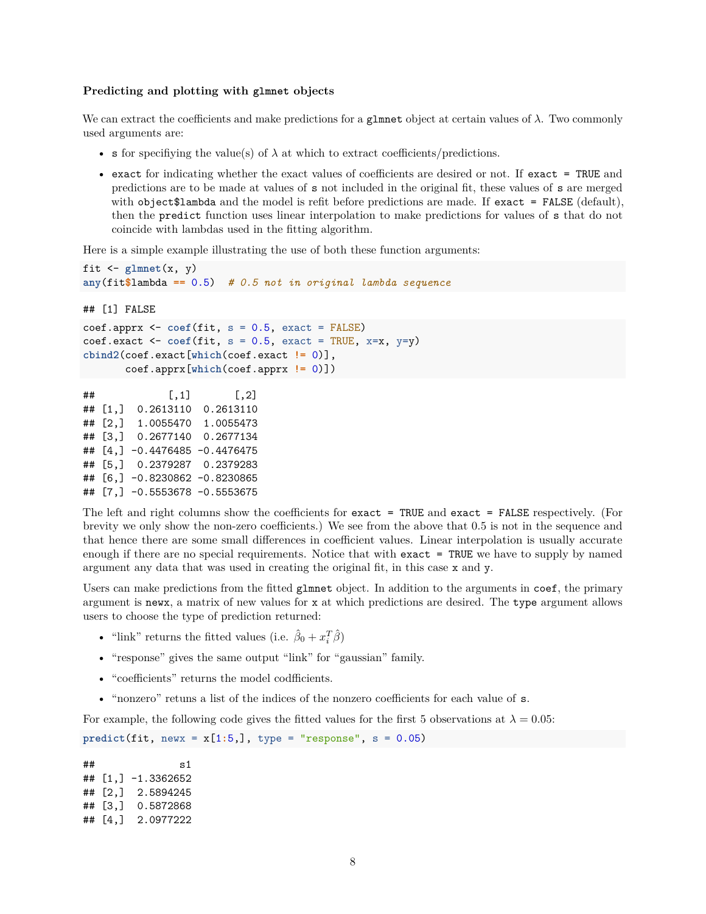### Predicting and plotting with `glmnet` objects

We can extract the coefficients and make predictions for a `glmnet` object at certain values of $\lambda$. Two commonly used arguments are:

- `s` for specifiying the value(s) of $\lambda$ at which to extract coefficients/predictions.
- `exact` for indicating whether the exact values of coefficients are desired or not. If `exact = TRUE` and predictions are to be made at values of `s` not included in the original fit, these values of `s` are merged with `object$lambda` and the model is refit before predictions are made. If `exact = FALSE` (default), then the `predict` function uses linear interpolation to make predictions for values of `s` that do not coincide with lambdas used in the fitting algorithm.

Here is a simple example illustrating the use of both these function arguments:

```
fit <- glmnet(x, y)
any(fit$lambda == 0.5)  # 0.5 not in original lambda sequence
```

```
## [1] FALSE
```

```
coef.apprx <- coef(fit, s = 0.5, exact = FALSE)
coef.exact <- coef(fit, s = 0.5, exact = TRUE, x=x, y=y)
cbind2(coef.exact[which(coef.exact != 0)],
       coef.apprx[which(coef.apprx != 0)])
```

```
##            [,1]       [,2]
## [1,]  0.2613110  0.2613110
## [2,]  1.0055470  1.0055473
## [3,]  0.2677140  0.2677134
## [4,] -0.4476485 -0.4476475
## [5,]  0.2379287  0.2379283
## [6,] -0.8230862 -0.8230865
## [7,] -0.5553678 -0.5553675
```

The left and right columns show the coefficients for `exact = TRUE` and `exact = FALSE` respectively. (For brevity we only show the non-zero coefficients.) We see from the above that 0.5 is not in the sequence and that hence there are some small differences in coefficient values. Linear interpolation is usually accurate enough if there are no special requirements. Notice that with `exact = TRUE` we have to supply by named argument any data that was used in creating the original fit, in this case `x` and `y`.

Users can make predictions from the fitted `glmnet` object. In addition to the arguments in `coef`, the primary argument is `newx`, a matrix of new values for `x` at which predictions are desired. The `type` argument allows users to choose the type of prediction returned:

- "link" returns the fitted values (i.e. $\hat{\beta}_0 + x_i^T \hat{\beta}$)
- "response" gives the same output "link" for "gaussian" family.
- "coefficients" returns the model codfficients.
- "nonzero" retuns a list of the indices of the nonzero coefficients for each value of `s`.

For example, the following code gives the fitted values for the first 5 observations at $\lambda = 0.05$:

```
predict(fit, newx = x[1:5,], type = "response", s = 0.05)
```

```
##              s1
## [1,] -1.3362652
## [2,]  2.5894245
## [3,]  0.5872868
## [4,]  2.0977222
```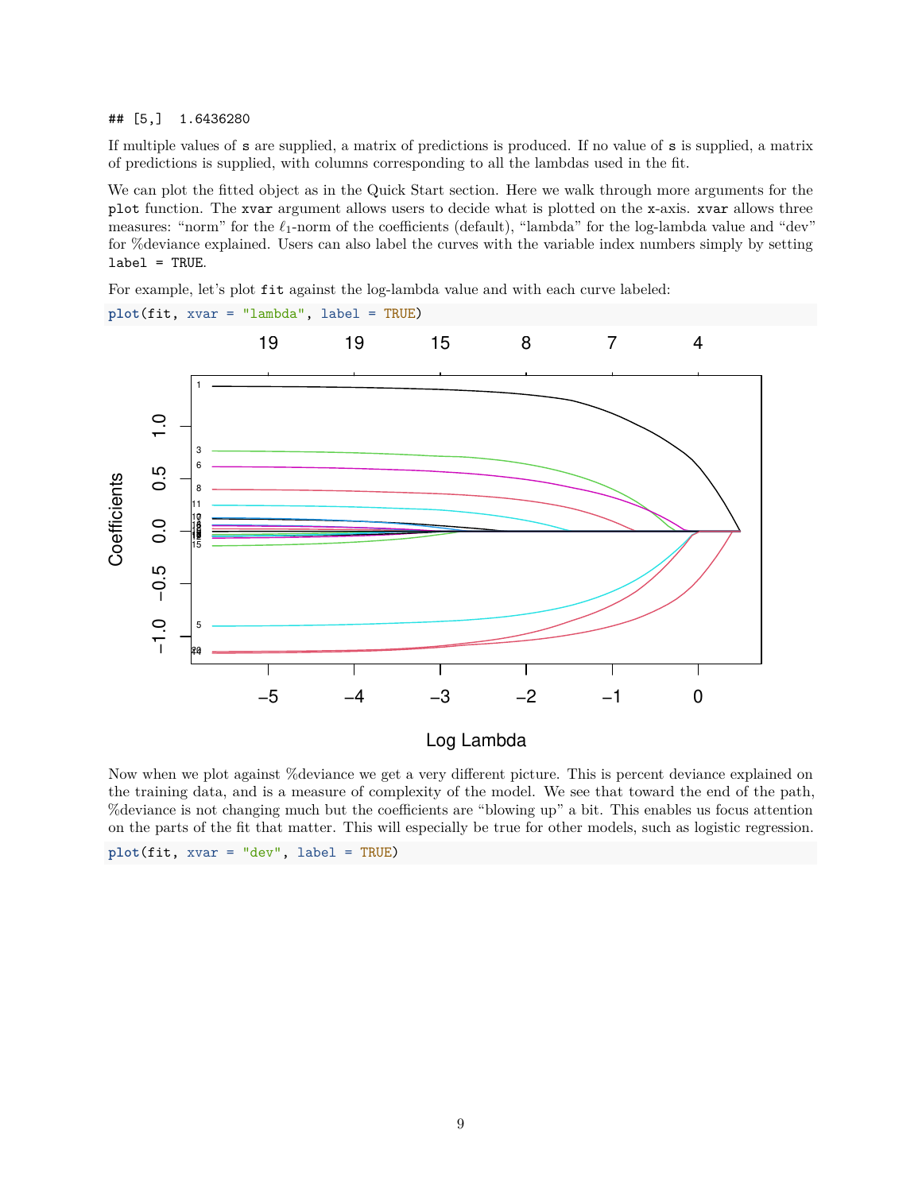```
## [5,]  1.6436280
```

If multiple values of `s` are supplied, a matrix of predictions is produced. If no value of `s` is supplied, a matrix of predictions is supplied, with columns corresponding to all the lambdas used in the fit.

We can plot the fitted object as in the Quick Start section. Here we walk through more arguments for the `plot` function. The `xvar` argument allows users to decide what is plotted on the x-axis. `xvar` allows three measures: "norm" for the $\ell_1$-norm of the coefficients (default), "lambda" for the log-lambda value and "dev" for %deviance explained. Users can also label the curves with the variable index numbers simply by setting `label = TRUE`.

For example, let's plot `fit` against the log-lambda value and with each curve labeled:

```
plot(fit, xvar = "lambda", label = TRUE)
```

Now when we plot against %deviance we get a very different picture. This is percent deviance explained on the training data, and is a measure of complexity of the model. We see that toward the end of the path, %deviance is not changing much but the coefficients are "blowing up" a bit. This enables us focus attention on the parts of the fit that matter. This will especially be true for other models, such as logistic regression.

```
plot(fit, xvar = "dev", label = TRUE)
```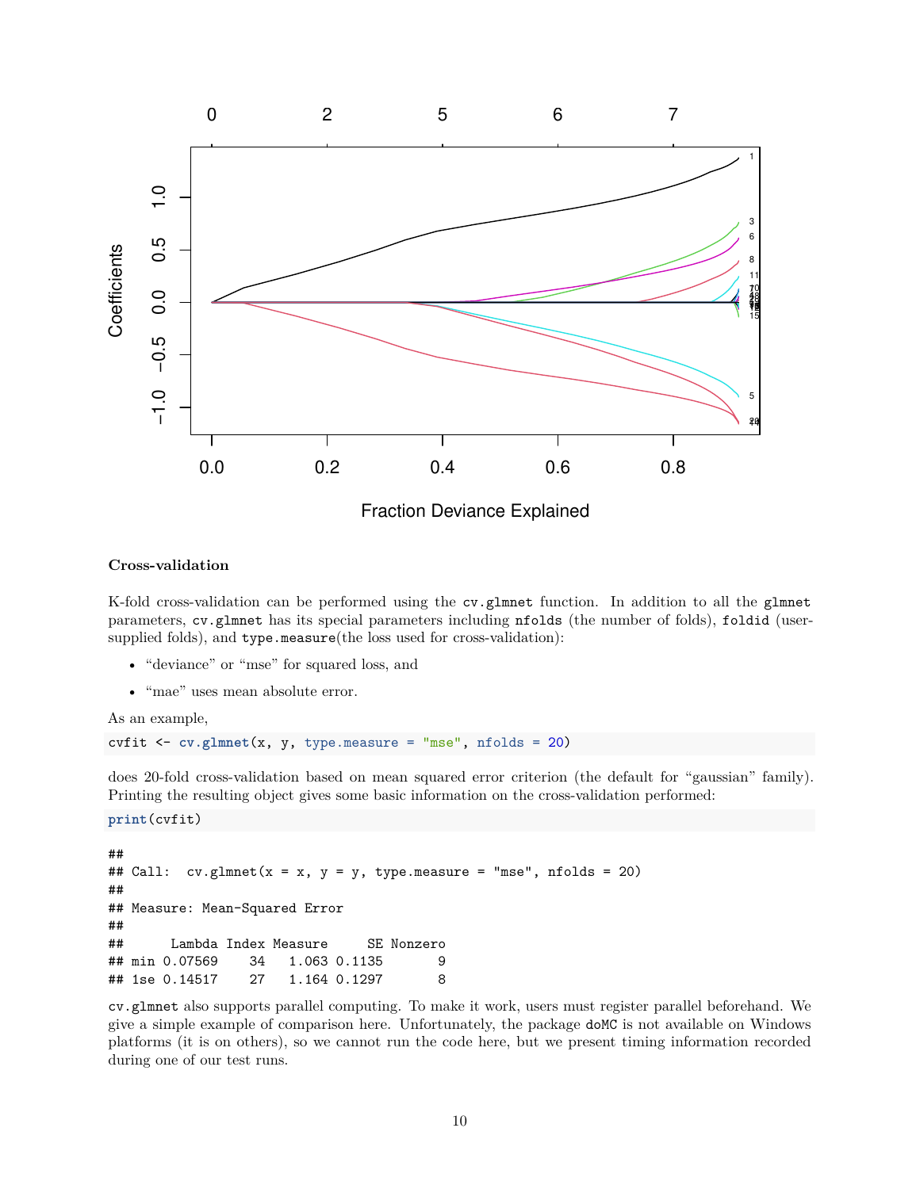**Cross-validation**

K-fold cross-validation can be performed using the `cv.glmnet` function. In addition to all the `glmnet` parameters, `cv.glmnet` has its special parameters including `nfolds` (the number of folds), `foldid` (user-supplied folds), and `type.measure`(the loss used for cross-validation):

- "deviance" or "mse" for squared loss, and
- "mae" uses mean absolute error.

As an example,

```
cvfit <- cv.glmnet(x, y, type.measure = "mse", nfolds = 20)
```

does 20-fold cross-validation based on mean squared error criterion (the default for "gaussian" family). Printing the resulting object gives some basic information on the cross-validation performed:

```
print(cvfit)
```

```
##
## Call:  cv.glmnet(x = x, y = y, type.measure = "mse", nfolds = 20)
##
## Measure: Mean-Squared Error
##
##      Lambda Index Measure     SE Nonzero
## min 0.07569    34   1.063 0.1135       9
## 1se 0.14517    27   1.164 0.1297       8
```

`cv.glmnet` also supports parallel computing. To make it work, users must register parallel beforehand. We give a simple example of comparison here. Unfortunately, the package `doMC` is not available on Windows platforms (it is on others), so we cannot run the code here, but we present timing information recorded during one of our test runs.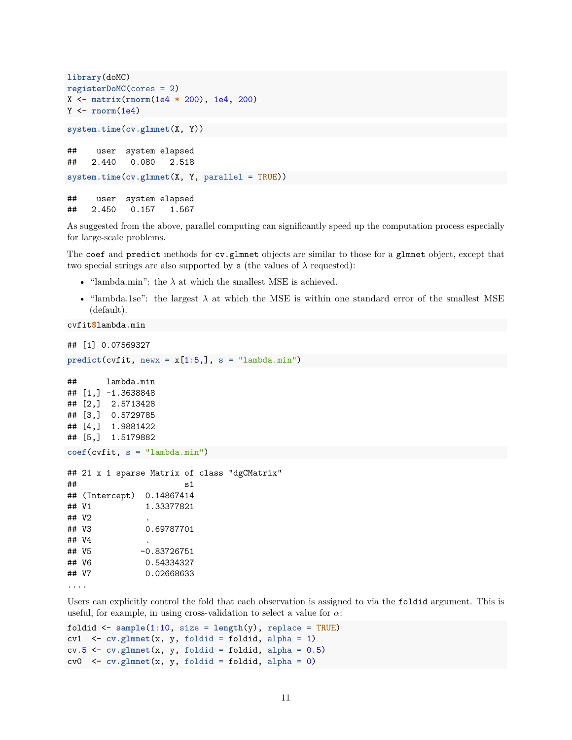```
library(doMC)
registerDoMC(cores = 2)
X <- matrix(rnorm(1e4 * 200), 1e4, 200)
Y <- rnorm(1e4)
```

```
system.time(cv.glmnet(X, Y))
```

```
##    user  system elapsed
##   2.440   0.080   2.518
```

```
system.time(cv.glmnet(X, Y, parallel = TRUE))
```

```
##    user  system elapsed
##   2.450   0.157   1.567
```

As suggested from the above, parallel computing can significantly speed up the computation process especially for large-scale problems.

The `coef` and `predict` methods for `cv.glmnet` objects are similar to those for a `glmnet` object, except that two special strings are also supported by `s` (the values of $\lambda$ requested):

- "lambda.min": the $\lambda$ at which the smallest MSE is achieved.
- "lambda.1se": the largest $\lambda$ at which the MSE is within one standard error of the smallest MSE (default).

```
cvfit$lambda.min
```

```
## [1] 0.07569327
```

```
predict(cvfit, newx = x[1:5,], s = "lambda.min")
```

```
##      lambda.min
## [1,] -1.3638848
## [2,]  2.5713428
## [3,]  0.5729785
## [4,]  1.9881422
## [5,]  1.5179882
```

```
coef(cvfit, s = "lambda.min")
```

```
## 21 x 1 sparse Matrix of class "dgCMatrix"
##                      s1
## (Intercept)  0.14867414
## V1           1.33377821
## V2           .
## V3           0.69787701
## V4           .
## V5          -0.83726751
## V6           0.54334327
## V7           0.02668633
....
```

Users can explicitly control the fold that each observation is assigned to via the `foldid` argument. This is useful, for example, in using cross-validation to select a value for $\alpha$:

```
foldid <- sample(1:10, size = length(y), replace = TRUE)
cv1  <- cv.glmnet(x, y, foldid = foldid, alpha = 1)
cv.5 <- cv.glmnet(x, y, foldid = foldid, alpha = 0.5)
cv0  <- cv.glmnet(x, y, foldid = foldid, alpha = 0)
```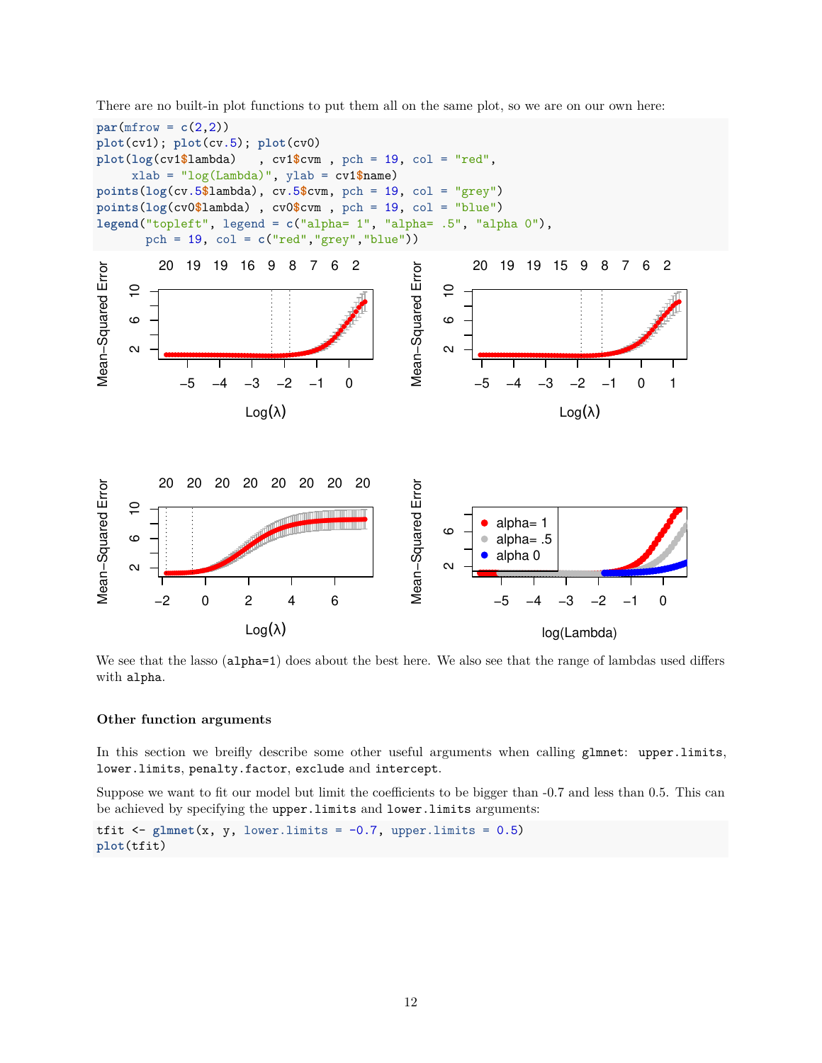There are no built-in plot functions to put them all on the same plot, so we are on our own here:

```
par(mfrow = c(2,2))
plot(cv1); plot(cv.5); plot(cv0)
plot(log(cv1$lambda)   , cv1$cvm , pch = 19, col = "red",
     xlab = "log(Lambda)", ylab = cv1$name)
points(log(cv.5$lambda), cv.5$cvm, pch = 19, col = "grey")
points(log(cv0$lambda) , cv0$cvm , pch = 19, col = "blue")
legend("topleft", legend = c("alpha= 1", "alpha= .5", "alpha 0"),
       pch = 19, col = c("red","grey","blue"))
```

We see that the lasso (`alpha=1`) does about the best here. We also see that the range of lambdas used differs with `alpha`.

### Other function arguments

In this section we breifly describe some other useful arguments when calling `glmnet`: `upper.limits`, `lower.limits`, `penalty.factor`, `exclude` and `intercept`.

Suppose we want to fit our model but limit the coefficients to be bigger than -0.7 and less than 0.5. This can be achieved by specifying the `upper.limits` and `lower.limits` arguments:

```
tfit <- glmnet(x, y, lower.limits = -0.7, upper.limits = 0.5)
plot(tfit)
```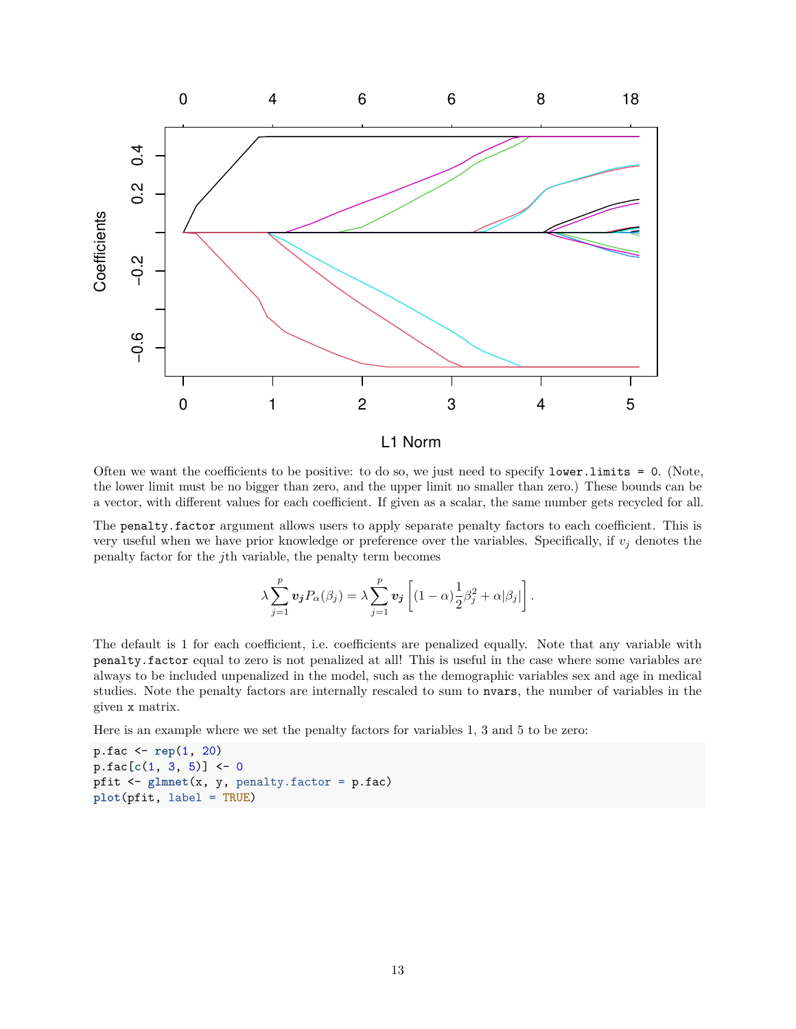Often we want the coefficients to be positive: to do so, we just need to specify `lower.limits = 0`. (Note, the lower limit must be no bigger than zero, and the upper limit no smaller than zero.) These bounds can be a vector, with different values for each coefficient. If given as a scalar, the same number gets recycled for all.

The `penalty.factor` argument allows users to apply separate penalty factors to each coefficient. This is very useful when we have prior knowledge or preference over the variables. Specifically, if $v_j$ denotes the penalty factor for the $j$th variable, the penalty term becomes

$$\lambda \sum_{j=1}^{p} \boldsymbol{v_j} P_\alpha(\beta_j) = \lambda \sum_{j=1}^{p} \boldsymbol{v_j} \left[ (1-\alpha)\frac{1}{2}\beta_j^2 + \alpha|\beta_j| \right].$$

The default is 1 for each coefficient, i.e. coefficients are penalized equally. Note that any variable with `penalty.factor` equal to zero is not penalized at all! This is useful in the case where some variables are always to be included unpenalized in the model, such as the demographic variables sex and age in medical studies. Note the penalty factors are internally rescaled to sum to `nvars`, the number of variables in the given `x` matrix.

Here is an example where we set the penalty factors for variables 1, 3 and 5 to be zero:

```
p.fac <- rep(1, 20)
p.fac[c(1, 3, 5)] <- 0
pfit <- glmnet(x, y, penalty.factor = p.fac)
plot(pfit, label = TRUE)
```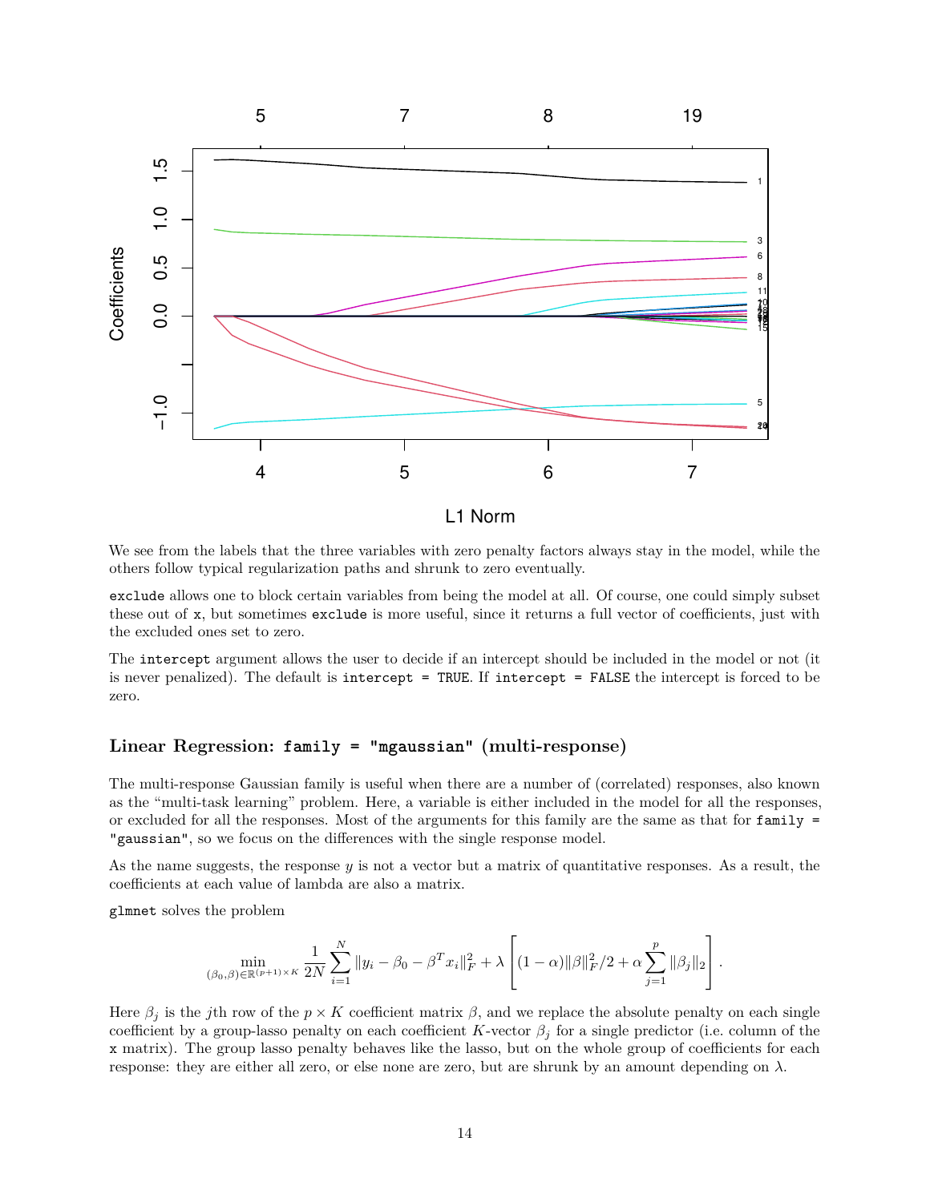We see from the labels that the three variables with zero penalty factors always stay in the model, while the others follow typical regularization paths and shrunk to zero eventually.

`exclude` allows one to block certain variables from being the model at all. Of course, one could simply subset these out of `x`, but sometimes `exclude` is more useful, since it returns a full vector of coefficients, just with the excluded ones set to zero.

The `intercept` argument allows the user to decide if an intercept should be included in the model or not (it is never penalized). The default is `intercept = TRUE`. If `intercept = FALSE` the intercept is forced to be zero.

### Linear Regression: `family = "mgaussian"` (multi-response)

The multi-response Gaussian family is useful when there are a number of (correlated) responses, also known as the "multi-task learning" problem. Here, a variable is either included in the model for all the responses, or excluded for all the responses. Most of the arguments for this family are the same as that for `family = "gaussian"`, so we focus on the differences with the single response model.

As the name suggests, the response $y$ is not a vector but a matrix of quantitative responses. As a result, the coefficients at each value of lambda are also a matrix.

`glmnet` solves the problem

$$\min_{(\beta_0,\beta)\in\mathbb{R}^{(p+1)\times K}} \frac{1}{2N}\sum_{i=1}^{N}\|y_i - \beta_0 - \beta^T x_i\|_F^2 + \lambda\left[(1-\alpha)\|\beta\|_F^2/2 + \alpha\sum_{j=1}^{p}\|\beta_j\|_2\right].$$

Here $\beta_j$ is the $j$th row of the $p\times K$ coefficient matrix $\beta$, and we replace the absolute penalty on each single coefficient by a group-lasso penalty on each coefficient $K$-vector $\beta_j$ for a single predictor (i.e. column of the `x` matrix). The group lasso penalty behaves like the lasso, but on the whole group of coefficients for each response: they are either all zero, or else none are zero, but are shrunk by an amount depending on $\lambda$.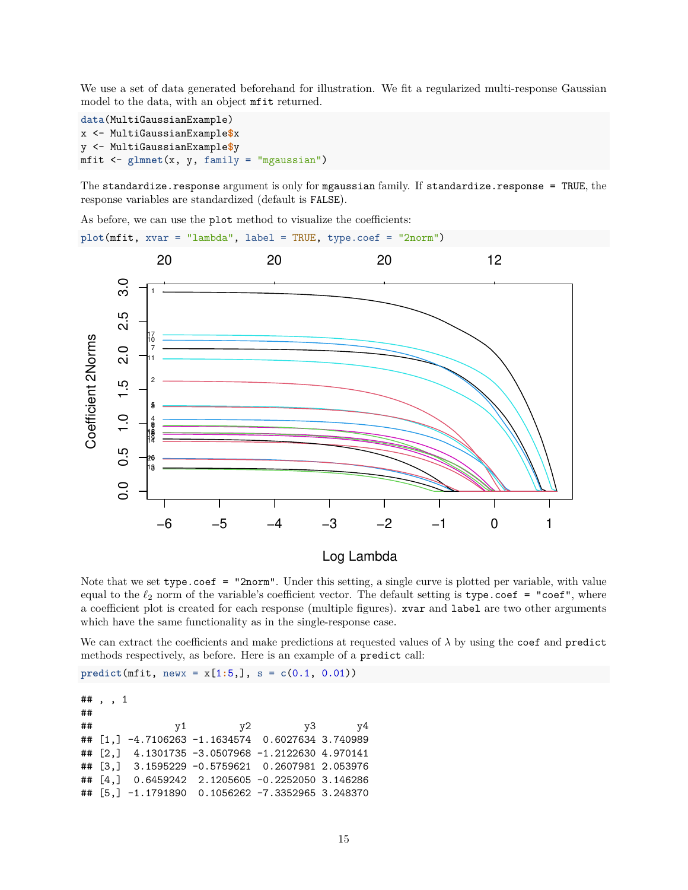We use a set of data generated beforehand for illustration. We fit a regularized multi-response Gaussian model to the data, with an object `mfit` returned.

```
data(MultiGaussianExample)
x <- MultiGaussianExample$x
y <- MultiGaussianExample$y
mfit <- glmnet(x, y, family = "mgaussian")
```

The `standardize.response` argument is only for `mgaussian` family. If `standardize.response = TRUE`, the response variables are standardized (default is `FALSE`).

As before, we can use the `plot` method to visualize the coefficients:

```
plot(mfit, xvar = "lambda", label = TRUE, type.coef = "2norm")
```

Note that we set `type.coef = "2norm"`. Under this setting, a single curve is plotted per variable, with value equal to the $\ell_2$ norm of the variable's coefficient vector. The default setting is `type.coef = "coef"`, where a coefficient plot is created for each response (multiple figures). `xvar` and `label` are two other arguments which have the same functionality as in the single-response case.

We can extract the coefficients and make predictions at requested values of $\lambda$ by using the `coef` and `predict` methods respectively, as before. Here is an example of a `predict` call:

```
predict(mfit, newx = x[1:5,], s = c(0.1, 0.01))
```

```
## , , 1
##
##              y1         y2         y3       y4
## [1,] -4.7106263 -1.1634574  0.6027634 3.740989
## [2,]  4.1301735 -3.0507968 -1.2122630 4.970141
## [3,]  3.1595229 -0.5759621  0.2607981 2.053976
## [4,]  0.6459242  2.1205605 -0.2252050 3.146286
## [5,] -1.1791890  0.1056262 -7.3352965 3.248370
```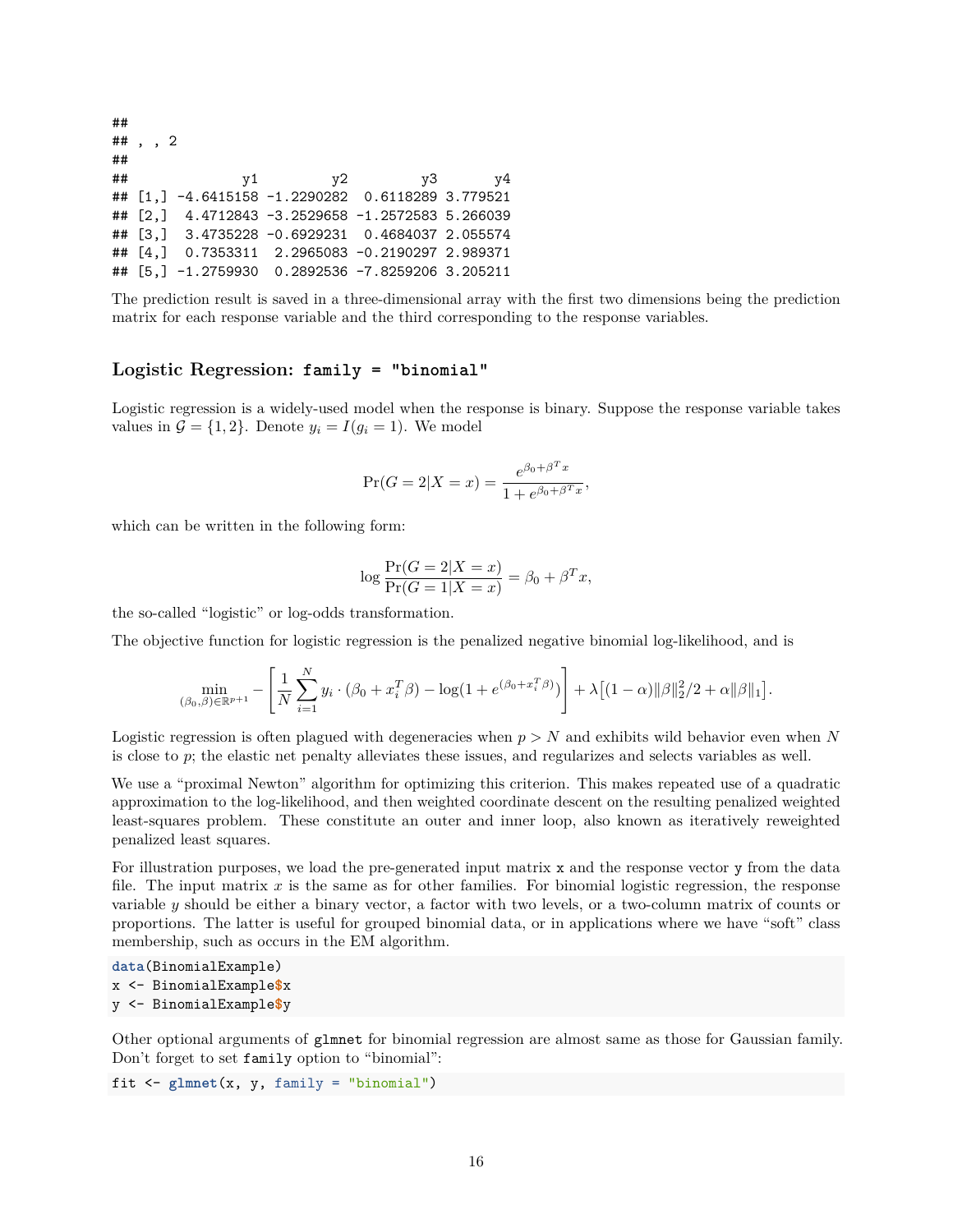```
##
## , , 2
##
##              y1         y2         y3       y4
## [1,] -4.6415158 -1.2290282  0.6118289 3.779521
## [2,]  4.4712843 -3.2529658 -1.2572583 5.266039
## [3,]  3.4735228 -0.6929231  0.4684037 2.055574
## [4,]  0.7353311  2.2965083 -0.2190297 2.989371
## [5,] -1.2759930  0.2892536 -7.8259206 3.205211
```

The prediction result is saved in a three-dimensional array with the first two dimensions being the prediction matrix for each response variable and the third corresponding to the response variables.

### Logistic Regression: `family = "binomial"`

Logistic regression is a widely-used model when the response is binary. Suppose the response variable takes values in $\mathcal{G} = \{1, 2\}$. Denote $y_i = I(g_i = 1)$. We model

$$\Pr(G = 2|X = x) = \frac{e^{\beta_0 + \beta^T x}}{1 + e^{\beta_0 + \beta^T x}},$$

which can be written in the following form:

$$\log \frac{\Pr(G = 2|X = x)}{\Pr(G = 1|X = x)} = \beta_0 + \beta^T x,$$

the so-called "logistic" or log-odds transformation.

The objective function for logistic regression is the penalized negative binomial log-likelihood, and is

$$\min_{(\beta_0, \beta) \in \mathbb{R}^{p+1}} - \left[ \frac{1}{N} \sum_{i=1}^{N} y_i \cdot (\beta_0 + x_i^T \beta) - \log(1 + e^{(\beta_0 + x_i^T \beta)}) \right] + \lambda \big[ (1 - \alpha) \|\beta\|_2^2 / 2 + \alpha \|\beta\|_1 \big].$$

Logistic regression is often plagued with degeneracies when $p > N$ and exhibits wild behavior even when $N$ is close to $p$; the elastic net penalty alleviates these issues, and regularizes and selects variables as well.

We use a "proximal Newton" algorithm for optimizing this criterion. This makes repeated use of a quadratic approximation to the log-likelihood, and then weighted coordinate descent on the resulting penalized weighted least-squares problem. These constitute an outer and inner loop, also known as iteratively reweighted penalized least squares.

For illustration purposes, we load the pre-generated input matrix `x` and the response vector `y` from the data file. The input matrix $x$ is the same as for other families. For binomial logistic regression, the response variable $y$ should be either a binary vector, a factor with two levels, or a two-column matrix of counts or proportions. The latter is useful for grouped binomial data, or in applications where we have "soft" class membership, such as occurs in the EM algorithm.

```
data(BinomialExample)
x <- BinomialExample$x
y <- BinomialExample$y
```

Other optional arguments of `glmnet` for binomial regression are almost same as those for Gaussian family. Don't forget to set `family` option to "binomial":

```
fit <- glmnet(x, y, family = "binomial")
```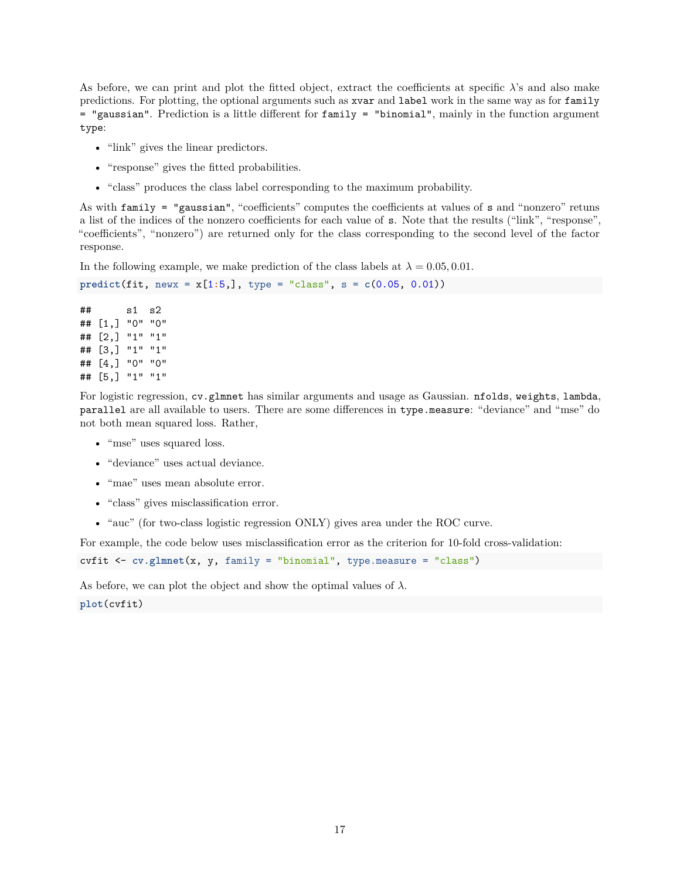As before, we can print and plot the fitted object, extract the coefficients at specific $\lambda$'s and also make predictions. For plotting, the optional arguments such as `xvar` and `label` work in the same way as for `family = "gaussian"`. Prediction is a little different for `family = "binomial"`, mainly in the function argument `type`:

- "link" gives the linear predictors.
- "response" gives the fitted probabilities.
- "class" produces the class label corresponding to the maximum probability.

As with `family = "gaussian"`, "coefficients" computes the coefficients at values of `s` and "nonzero" retuns a list of the indices of the nonzero coefficients for each value of `s`. Note that the results ("link", "response", "coefficients", "nonzero") are returned only for the class corresponding to the second level of the factor response.

In the following example, we make prediction of the class labels at $\lambda = 0.05, 0.01$.

```
predict(fit, newx = x[1:5,], type = "class", s = c(0.05, 0.01))
```

```
##      s1  s2
## [1,] "0" "0"
## [2,] "1" "1"
## [3,] "1" "1"
## [4,] "0" "0"
## [5,] "1" "1"
```

For logistic regression, `cv.glmnet` has similar arguments and usage as Gaussian. `nfolds`, `weights`, `lambda`, `parallel` are all available to users. There are some differences in `type.measure`: "deviance" and "mse" do not both mean squared loss. Rather,

- "mse" uses squared loss.
- "deviance" uses actual deviance.
- "mae" uses mean absolute error.
- "class" gives misclassification error.
- "auc" (for two-class logistic regression ONLY) gives area under the ROC curve.

For example, the code below uses misclassification error as the criterion for 10-fold cross-validation:

```
cvfit <- cv.glmnet(x, y, family = "binomial", type.measure = "class")
```

As before, we can plot the object and show the optimal values of $\lambda$.

```
plot(cvfit)
```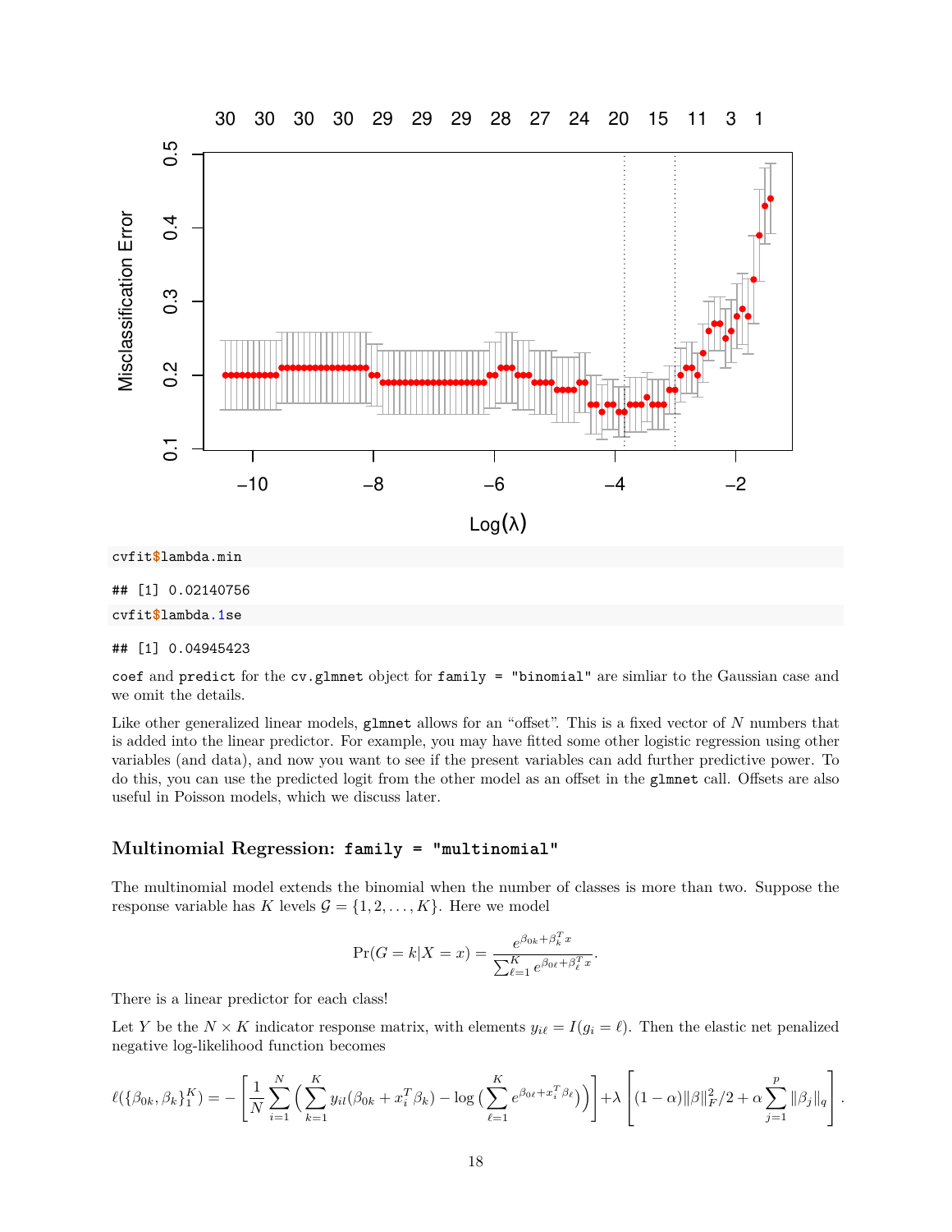```
cvfit$lambda.min
```

```
## [1] 0.02140756
```

```
cvfit$lambda.1se
```

```
## [1] 0.04945423
```

`coef` and `predict` for the `cv.glmnet` object for `family = "binomial"` are simliar to the Gaussian case and we omit the details.

Like other generalized linear models, `glmnet` allows for an "offset". This is a fixed vector of $N$ numbers that is added into the linear predictor. For example, you may have fitted some other logistic regression using other variables (and data), and now you want to see if the present variables can add further predictive power. To do this, you can use the predicted logit from the other model as an offset in the `glmnet` call. Offsets are also useful in Poisson models, which we discuss later.

### Multinomial Regression: `family = "multinomial"`

The multinomial model extends the binomial when the number of classes is more than two. Suppose the response variable has $K$ levels $\mathcal{G} = \{1, 2, \ldots, K\}$. Here we model

$$\Pr(G = k|X = x) = \frac{e^{\beta_{0k} + \beta_k^T x}}{\sum_{\ell=1}^{K} e^{\beta_{0\ell} + \beta_\ell^T x}}.$$

There is a linear predictor for each class!

Let $Y$ be the $N \times K$ indicator response matrix, with elements $y_{i\ell} = I(g_i = \ell)$. Then the elastic net penalized negative log-likelihood function becomes

$$\ell(\{\beta_{0k}, \beta_k\}_1^K) = -\left[\frac{1}{N} \sum_{i=1}^{N} \Big( \sum_{k=1}^{K} y_{il}(\beta_{0k} + x_i^T \beta_k) - \log\big(\sum_{\ell=1}^{K} e^{\beta_{0\ell} + x_i^T \beta_\ell}\big)\Big)\right] + \lambda \left[(1-\alpha)\|\beta\|_F^2/2 + \alpha \sum_{j=1}^{p} \|\beta_j\|_q\right].$$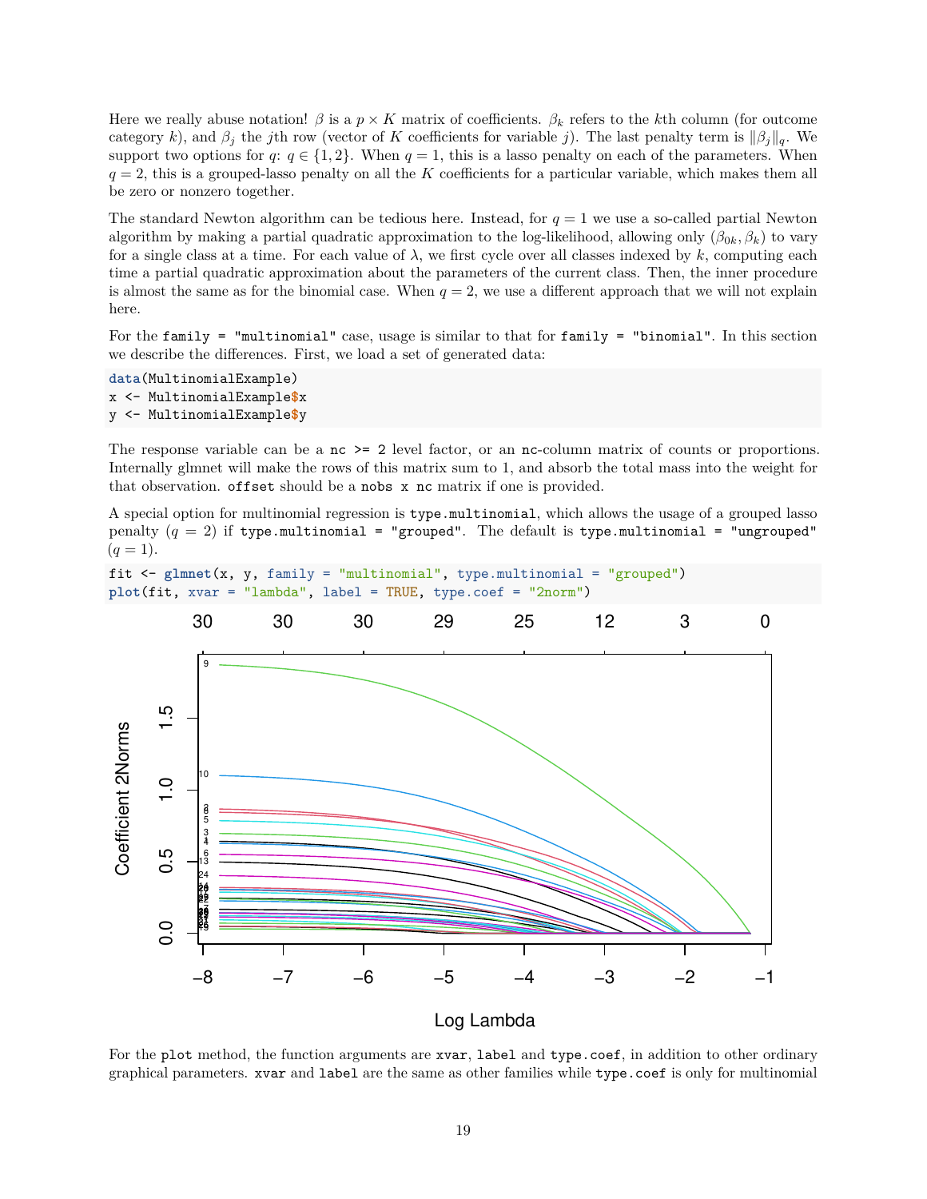Here we really abuse notation! $\beta$ is a $p \times K$ matrix of coefficients. $\beta_k$ refers to the $k$th column (for outcome category $k$), and $\beta_j$ the $j$th row (vector of $K$ coefficients for variable $j$). The last penalty term is $\|\beta_j\|_q$. We support two options for $q$: $q \in \{1, 2\}$. When $q = 1$, this is a lasso penalty on each of the parameters. When $q = 2$, this is a grouped-lasso penalty on all the $K$ coefficients for a particular variable, which makes them all be zero or nonzero together.

The standard Newton algorithm can be tedious here. Instead, for $q = 1$ we use a so-called partial Newton algorithm by making a partial quadratic approximation to the log-likelihood, allowing only $(\beta_{0k}, \beta_k)$ to vary for a single class at a time. For each value of $\lambda$, we first cycle over all classes indexed by $k$, computing each time a partial quadratic approximation about the parameters of the current class. Then, the inner procedure is almost the same as for the binomial case. When $q = 2$, we use a different approach that we will not explain here.

For the `family = "multinomial"` case, usage is similar to that for `family = "binomial"`. In this section we describe the differences. First, we load a set of generated data:

```
data(MultinomialExample)
x <- MultinomialExample$x
y <- MultinomialExample$y
```

The response variable can be a `nc >= 2` level factor, or an `nc`-column matrix of counts or proportions. Internally glmnet will make the rows of this matrix sum to 1, and absorb the total mass into the weight for that observation. `offset` should be a `nobs x nc` matrix if one is provided.

A special option for multinomial regression is `type.multinomial`, which allows the usage of a grouped lasso penalty ($q = 2$) if `type.multinomial = "grouped"`. The default is `type.multinomial = "ungrouped"` ($q = 1$).

```
fit <- glmnet(x, y, family = "multinomial", type.multinomial = "grouped")
plot(fit, xvar = "lambda", label = TRUE, type.coef = "2norm")
```

For the `plot` method, the function arguments are `xvar`, `label` and `type.coef`, in addition to other ordinary graphical parameters. `xvar` and `label` are the same as other families while `type.coef` is only for multinomial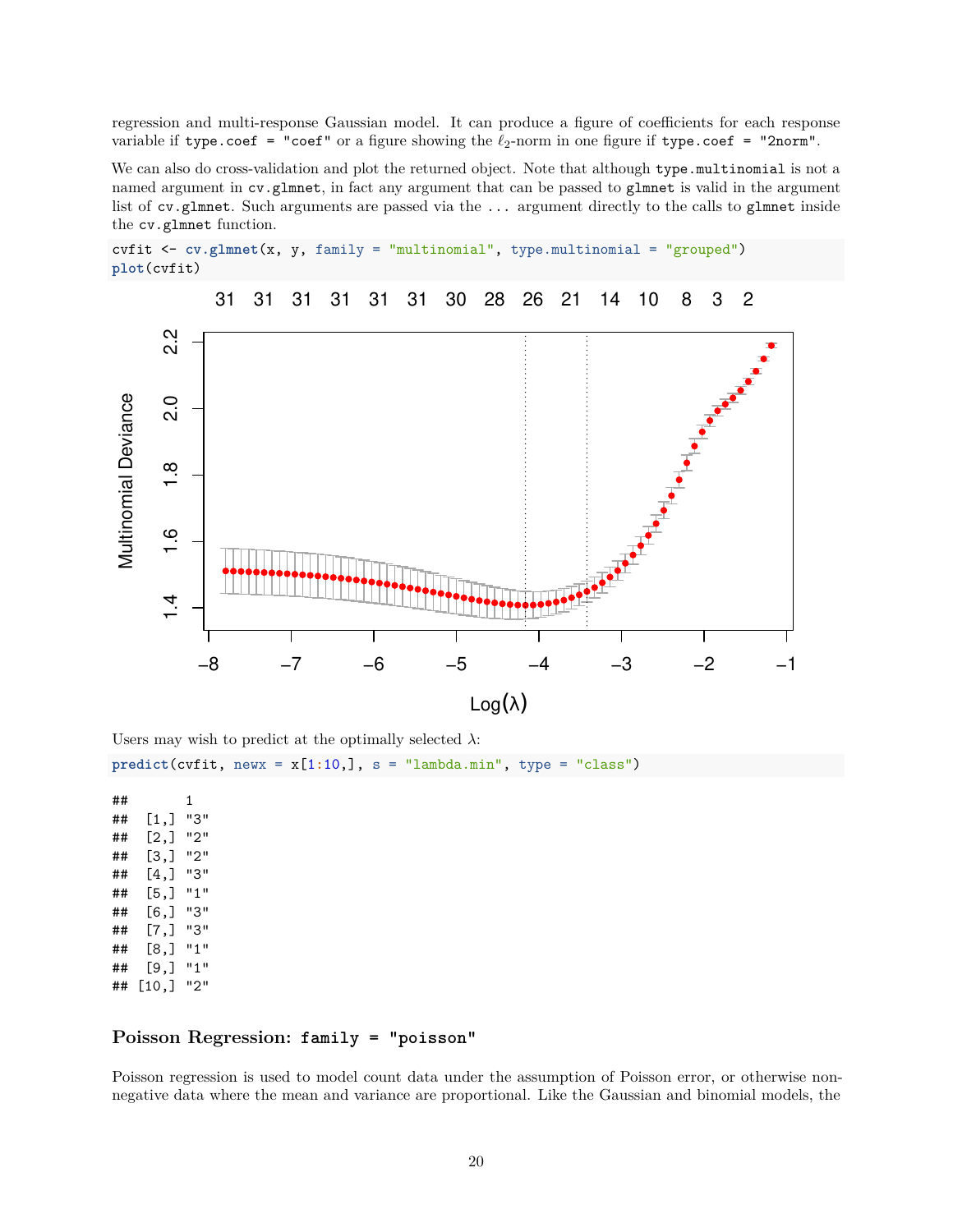regression and multi-response Gaussian model. It can produce a figure of coefficients for each response variable if `type.coef = "coef"` or a figure showing the $\ell_2$-norm in one figure if `type.coef = "2norm"`.

We can also do cross-validation and plot the returned object. Note that although `type.multinomial` is not a named argument in `cv.glmnet`, in fact any argument that can be passed to `glmnet` is valid in the argument list of `cv.glmnet`. Such arguments are passed via the `...` argument directly to the calls to `glmnet` inside the `cv.glmnet` function.

```
cvfit <- cv.glmnet(x, y, family = "multinomial", type.multinomial = "grouped")
plot(cvfit)
```

Users may wish to predict at the optimally selected $\lambda$:

```
predict(cvfit, newx = x[1:10,], s = "lambda.min", type = "class")
```

```
##       1
##  [1,] "3"
##  [2,] "2"
##  [3,] "2"
##  [4,] "3"
##  [5,] "1"
##  [6,] "3"
##  [7,] "3"
##  [8,] "1"
##  [9,] "1"
## [10,] "2"
```

## Poisson Regression: `family = "poisson"`

Poisson regression is used to model count data under the assumption of Poisson error, or otherwise non-negative data where the mean and variance are proportional. Like the Gaussian and binomial models, the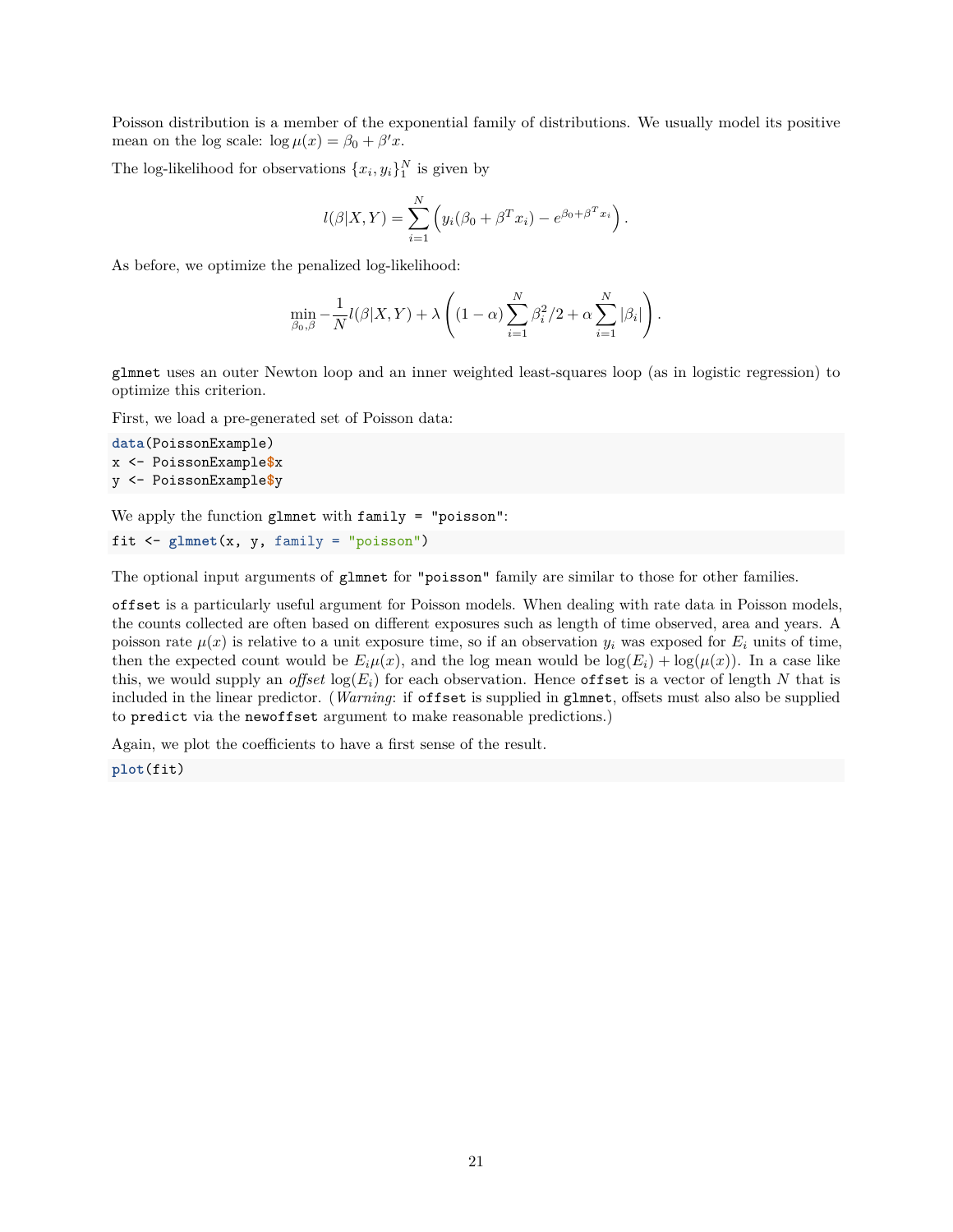Poisson distribution is a member of the exponential family of distributions. We usually model its positive mean on the log scale: $\log \mu(x) = \beta_0 + \beta' x$.

The log-likelihood for observations $\{x_i, y_i\}_1^N$ is given by

$$l(\beta|X, Y) = \sum_{i=1}^N \left( y_i(\beta_0 + \beta^T x_i) - e^{\beta_0 + \beta^T x_i} \right).$$

As before, we optimize the penalized log-likelihood:

$$\min_{\beta_0, \beta} -\frac{1}{N} l(\beta|X, Y) + \lambda \left( (1-\alpha) \sum_{i=1}^N \beta_i^2/2 + \alpha \sum_{i=1}^N |\beta_i| \right).$$

`glmnet` uses an outer Newton loop and an inner weighted least-squares loop (as in logistic regression) to optimize this criterion.

First, we load a pre-generated set of Poisson data:

```
data(PoissonExample)
x <- PoissonExample$x
y <- PoissonExample$y
```

We apply the function `glmnet` with `family = "poisson"`:

```
fit <- glmnet(x, y, family = "poisson")
```

The optional input arguments of `glmnet` for `"poisson"` family are similar to those for other families.

`offset` is a particularly useful argument for Poisson models. When dealing with rate data in Poisson models, the counts collected are often based on different exposures such as length of time observed, area and years. A poisson rate $\mu(x)$ is relative to a unit exposure time, so if an observation $y_i$ was exposed for $E_i$ units of time, then the expected count would be $E_i \mu(x)$, and the log mean would be $\log(E_i) + \log(\mu(x))$. In a case like this, we would supply an *offset* $\log(E_i)$ for each observation. Hence `offset` is a vector of length $N$ that is included in the linear predictor. (*Warning*: if `offset` is supplied in `glmnet`, offsets must also also be supplied to `predict` via the `newoffset` argument to make reasonable predictions.)

Again, we plot the coefficients to have a first sense of the result.

```
plot(fit)
```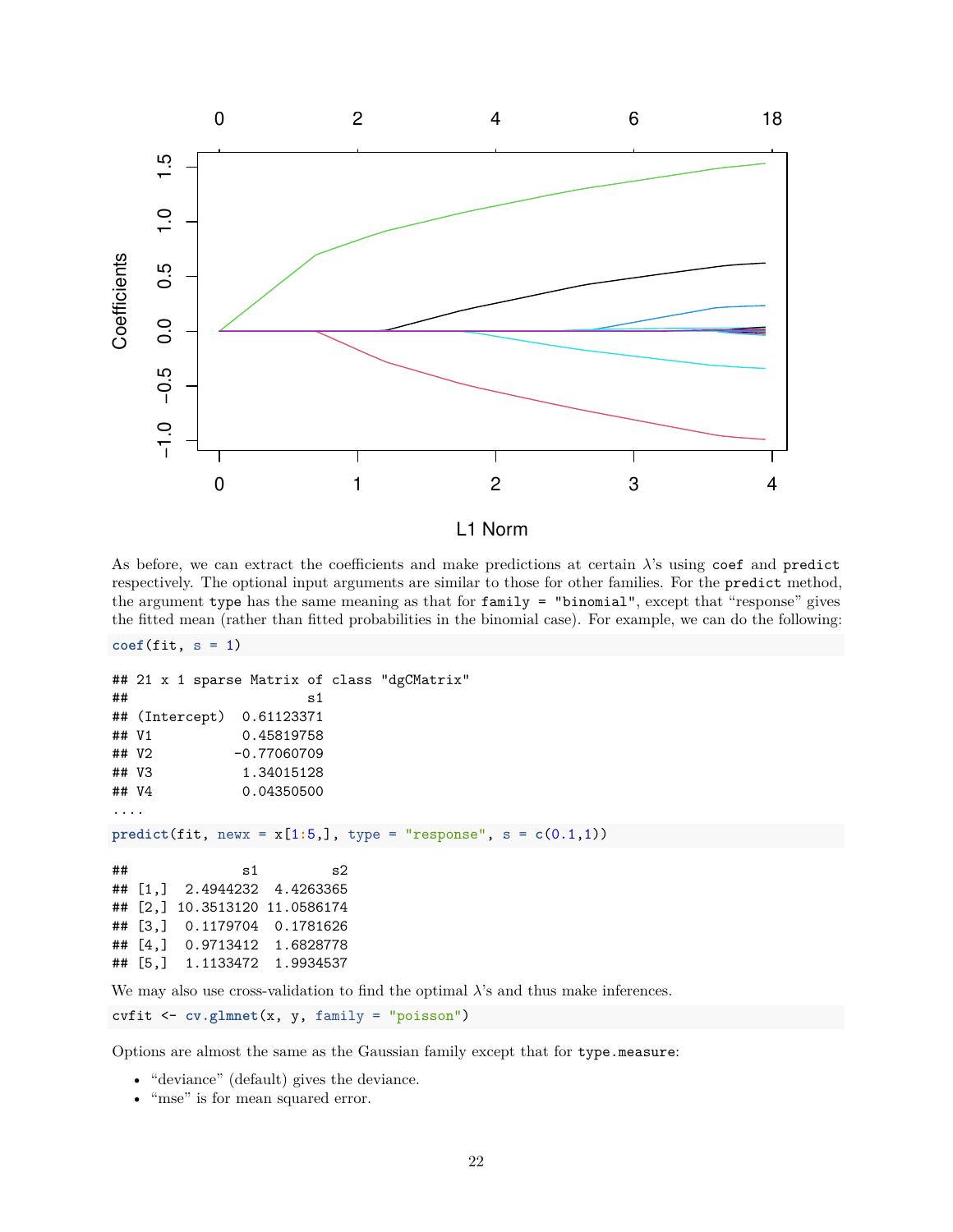As before, we can extract the coefficients and make predictions at certain $\lambda$'s using `coef` and `predict` respectively. The optional input arguments are similar to those for other families. For the `predict` method, the argument `type` has the same meaning as that for `family = "binomial"`, except that "response" gives the fitted mean (rather than fitted probabilities in the binomial case). For example, we can do the following:

```
coef(fit, s = 1)
```

```
## 21 x 1 sparse Matrix of class "dgCMatrix"
##                      s1
## (Intercept)  0.61123371
## V1           0.45819758
## V2          -0.77060709
## V3           1.34015128
## V4           0.04350500
....
```

```
predict(fit, newx = x[1:5,], type = "response", s = c(0.1,1))
```

```
##              s1         s2
## [1,]  2.4944232  4.4263365
## [2,] 10.3513120 11.0586174
## [3,]  0.1179704  0.1781626
## [4,]  0.9713412  1.6828778
## [5,]  1.1133472  1.9934537
```

We may also use cross-validation to find the optimal $\lambda$'s and thus make inferences.

```
cvfit <- cv.glmnet(x, y, family = "poisson")
```

Options are almost the same as the Gaussian family except that for `type.measure`:

- "deviance" (default) gives the deviance.
- "mse" is for mean squared error.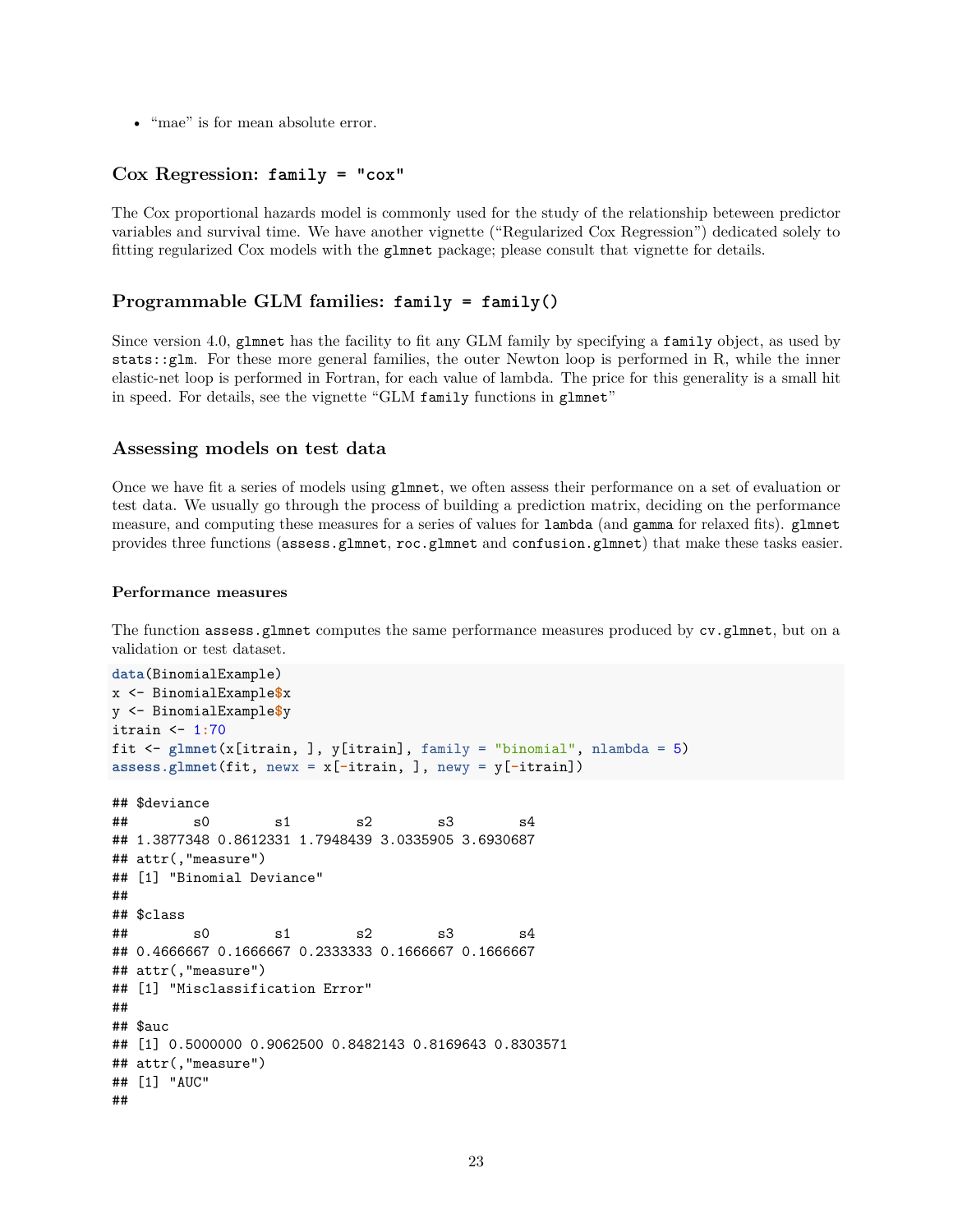- "mae" is for mean absolute error.

## Cox Regression: `family = "cox"`

The Cox proportional hazards model is commonly used for the study of the relationship beteween predictor variables and survival time. We have another vignette ("Regularized Cox Regression") dedicated solely to fitting regularized Cox models with the `glmnet` package; please consult that vignette for details.

## Programmable GLM families: `family = family()`

Since version 4.0, `glmnet` has the facility to fit any GLM family by specifying a `family` object, as used by `stats::glm`. For these more general families, the outer Newton loop is performed in R, while the inner elastic-net loop is performed in Fortran, for each value of lambda. The price for this generality is a small hit in speed. For details, see the vignette "GLM `family` functions in `glmnet`"

## Assessing models on test data

Once we have fit a series of models using `glmnet`, we often assess their performance on a set of evaluation or test data. We usually go through the process of building a prediction matrix, deciding on the performance measure, and computing these measures for a series of values for `lambda` (and `gamma` for relaxed fits). `glmnet` provides three functions (`assess.glmnet`, `roc.glmnet` and `confusion.glmnet`) that make these tasks easier.

### Performance measures

The function `assess.glmnet` computes the same performance measures produced by `cv.glmnet`, but on a validation or test dataset.

```r
data(BinomialExample)
x <- BinomialExample$x
y <- BinomialExample$y
itrain <- 1:70
fit <- glmnet(x[itrain, ], y[itrain], family = "binomial", nlambda = 5)
assess.glmnet(fit, newx = x[-itrain, ], newy = y[-itrain])
```

```
## $deviance
##        s0        s1        s2        s3        s4 
## 1.3877348 0.8612331 1.7948439 3.0335905 3.6930687 
## attr(,"measure")
## [1] "Binomial Deviance"
## 
## $class
##        s0        s1        s2        s3        s4 
## 0.4666667 0.1666667 0.2333333 0.1666667 0.1666667 
## attr(,"measure")
## [1] "Misclassification Error"
## 
## $auc
## [1] 0.5000000 0.9062500 0.8482143 0.8169643 0.8303571
## attr(,"measure")
## [1] "AUC"
## 
```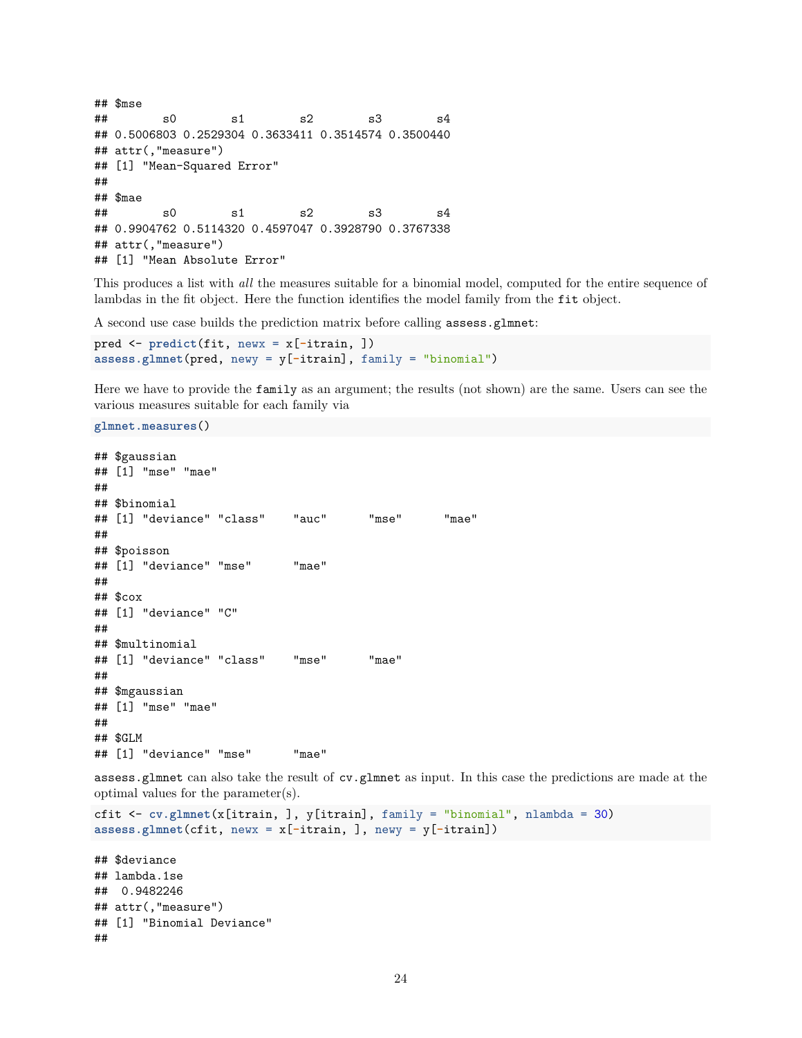```
## $mse
##        s0        s1        s2        s3        s4 
## 0.5006803 0.2529304 0.3633411 0.3514574 0.3500440 
## attr(,"measure")
## [1] "Mean-Squared Error"
## 
## $mae
##        s0        s1        s2        s3        s4 
## 0.9904762 0.5114320 0.4597047 0.3928790 0.3767338 
## attr(,"measure")
## [1] "Mean Absolute Error"
```

This produces a list with *all* the measures suitable for a binomial model, computed for the entire sequence of lambdas in the fit object. Here the function identifies the model family from the `fit` object.

A second use case builds the prediction matrix before calling `assess.glmnet`:

```
pred <- predict(fit, newx = x[-itrain, ])
assess.glmnet(pred, newy = y[-itrain], family = "binomial")
```

Here we have to provide the `family` as an argument; the results (not shown) are the same. Users can see the various measures suitable for each family via

```
glmnet.measures()
```

```
## $gaussian
## [1] "mse" "mae"
## 
## $binomial
## [1] "deviance" "class"    "auc"      "mse"      "mae"     
## 
## $poisson
## [1] "deviance" "mse"      "mae"     
## 
## $cox
## [1] "deviance" "C"       
## 
## $multinomial
## [1] "deviance" "class"    "mse"      "mae"     
## 
## $mgaussian
## [1] "mse" "mae"
## 
## $GLM
## [1] "deviance" "mse"      "mae"
```

`assess.glmnet` can also take the result of `cv.glmnet` as input. In this case the predictions are made at the optimal values for the parameter(s).

```
cfit <- cv.glmnet(x[itrain, ], y[itrain], family = "binomial", nlambda = 30)
assess.glmnet(cfit, newx = x[-itrain, ], newy = y[-itrain])
```

```
## $deviance
## lambda.1se 
##  0.9482246 
## attr(,"measure")
## [1] "Binomial Deviance"
## 
```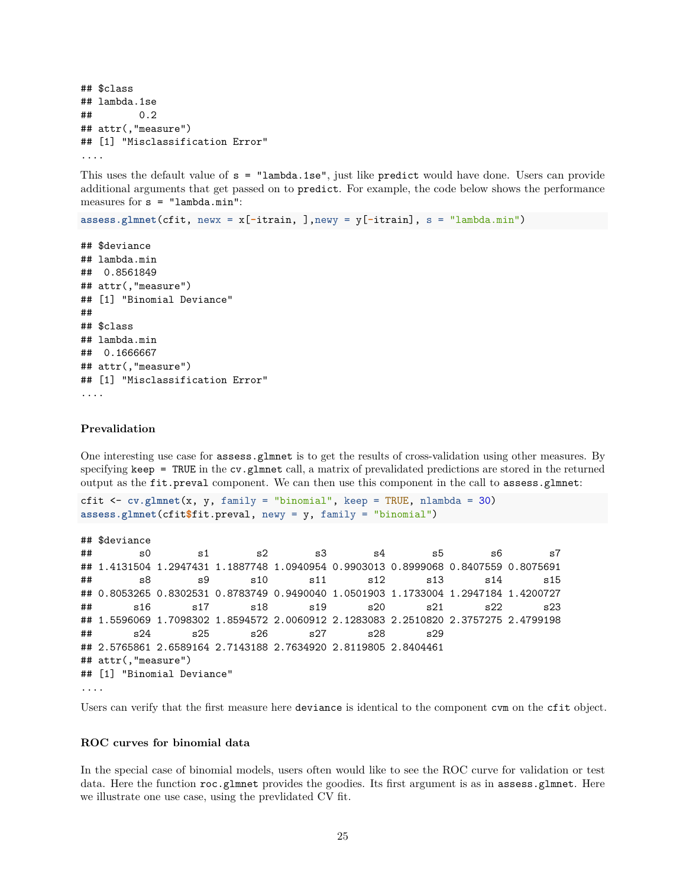```
## $class
## lambda.1se
##        0.2
## attr(,"measure")
## [1] "Misclassification Error"
....
```

This uses the default value of `s = "lambda.1se"`, just like `predict` would have done. Users can provide additional arguments that get passed on to `predict`. For example, the code below shows the performance measures for `s = "lambda.min"`:

```
assess.glmnet(cfit, newx = x[-itrain, ],newy = y[-itrain], s = "lambda.min")
```

```
## $deviance
## lambda.min
##  0.8561849
## attr(,"measure")
## [1] "Binomial Deviance"
##
## $class
## lambda.min
##  0.1666667
## attr(,"measure")
## [1] "Misclassification Error"
....
```

### Prevalidation

One interesting use case for `assess.glmnet` is to get the results of cross-validation using other measures. By specifying `keep = TRUE` in the `cv.glmnet` call, a matrix of prevalidated predictions are stored in the returned output as the `fit.preval` component. We can then use this component in the call to `assess.glmnet`:

```
cfit <- cv.glmnet(x, y, family = "binomial", keep = TRUE, nlambda = 30)
assess.glmnet(cfit$fit.preval, newy = y, family = "binomial")
```

```
## $deviance
##        s0        s1        s2        s3        s4        s5        s6        s7
## 1.4131504 1.2947431 1.1887748 1.0940954 0.9903013 0.8999068 0.8407559 0.8075691
##        s8        s9       s10       s11       s12       s13       s14       s15
## 0.8053265 0.8302531 0.8783749 0.9490040 1.0501903 1.1733004 1.2947184 1.4200727
##       s16       s17       s18       s19       s20       s21       s22       s23
## 1.5596069 1.7098302 1.8594572 2.0060912 2.1283083 2.2510820 2.3757275 2.4799198
##       s24       s25       s26       s27       s28       s29
## 2.5765861 2.6589164 2.7143188 2.7634920 2.8119805 2.8404461
## attr(,"measure")
## [1] "Binomial Deviance"
....
```

Users can verify that the first measure here `deviance` is identical to the component `cvm` on the `cfit` object.

### ROC curves for binomial data

In the special case of binomial models, users often would like to see the ROC curve for validation or test data. Here the function `roc.glmnet` provides the goodies. Its first argument is as in `assess.glmnet`. Here we illustrate one use case, using the prevlidated CV fit.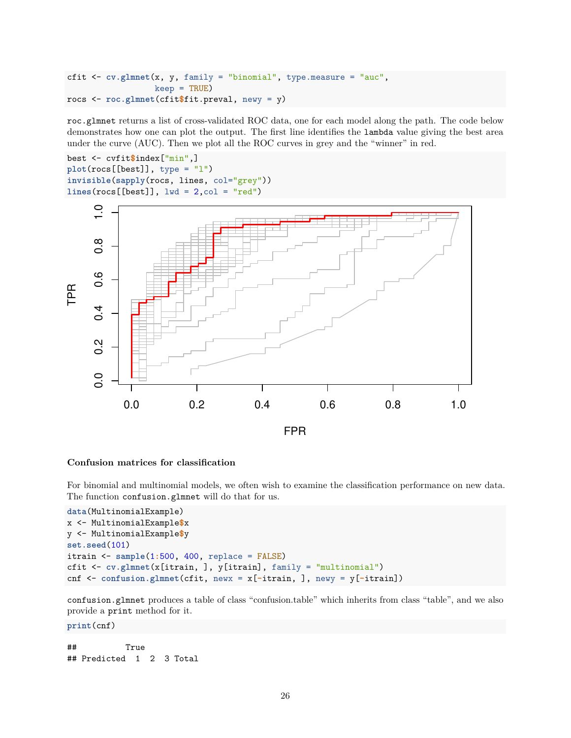```
cfit <- cv.glmnet(x, y, family = "binomial", type.measure = "auc",
                  keep = TRUE)
rocs <- roc.glmnet(cfit$fit.preval, newy = y)
```

`roc.glmnet` returns a list of cross-validated ROC data, one for each model along the path. The code below demonstrates how one can plot the output. The first line identifies the `lambda` value giving the best area under the curve (AUC). Then we plot all the ROC curves in grey and the "winner" in red.

```
best <- cvfit$index["min",]
plot(rocs[[best]], type = "l")
invisible(sapply(rocs, lines, col="grey"))
lines(rocs[[best]], lwd = 2,col = "red")
```

### Confusion matrices for classification

For binomial and multinomial models, we often wish to examine the classification performance on new data. The function `confusion.glmnet` will do that for us.

```
data(MultinomialExample)
x <- MultinomialExample$x
y <- MultinomialExample$y
set.seed(101)
itrain <- sample(1:500, 400, replace = FALSE)
cfit <- cv.glmnet(x[itrain, ], y[itrain], family = "multinomial")
cnf <- confusion.glmnet(cfit, newx = x[-itrain, ], newy = y[-itrain])
```

`confusion.glmnet` produces a table of class "confusion.table" which inherits from class "table", and we also provide a `print` method for it.

```
print(cnf)
```

```
##          True
## Predicted  1  2  3 Total
```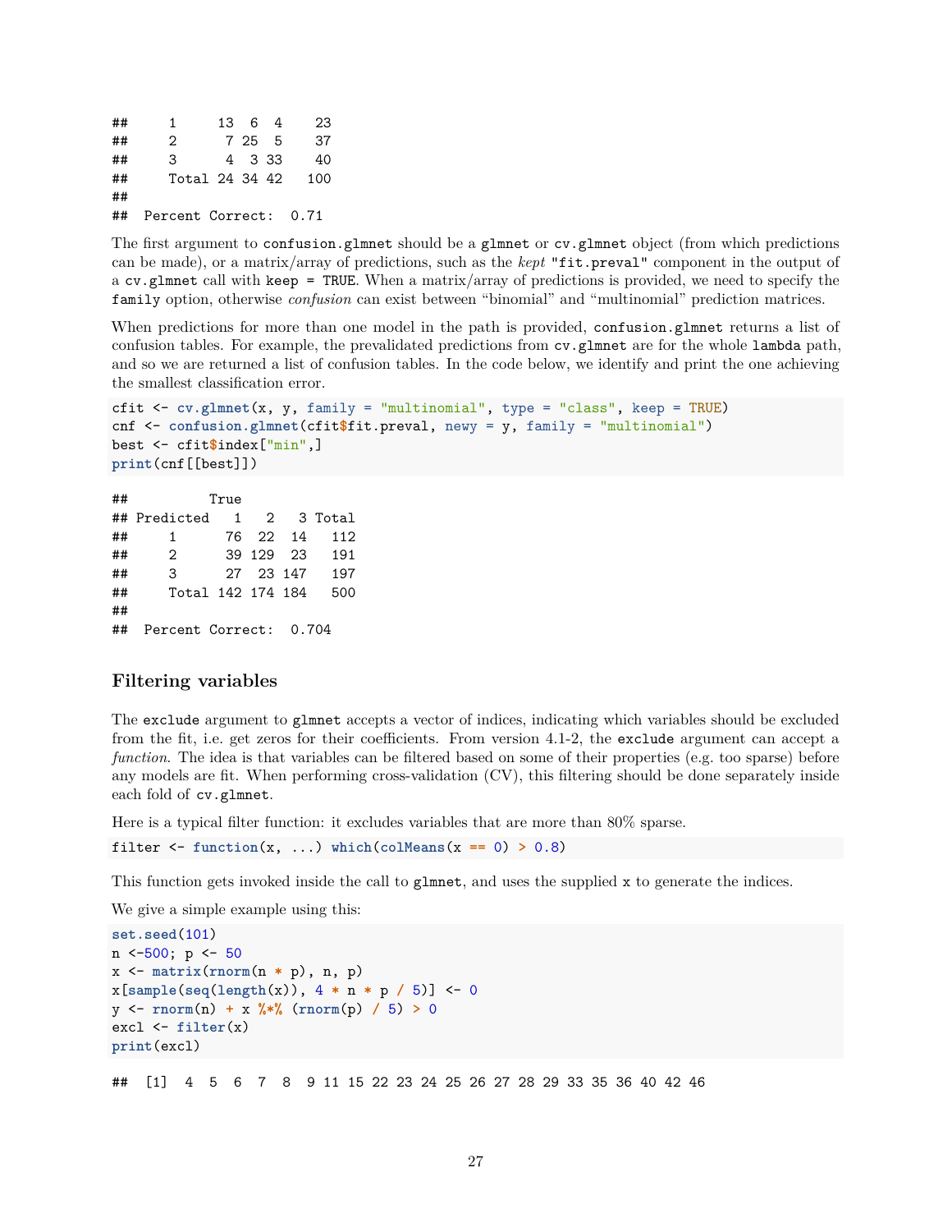```
##      1      13  6  4    23
##      2       7 25  5    37
##      3       4  3 33    40
##      Total 24 34 42   100
##
##  Percent Correct:  0.71
```

The first argument to `confusion.glmnet` should be a `glmnet` or `cv.glmnet` object (from which predictions can be made), or a matrix/array of predictions, such as the *kept* `"fit.preval"` component in the output of a `cv.glmnet` call with `keep = TRUE`. When a matrix/array of predictions is provided, we need to specify the `family` option, otherwise *confusion* can exist between "binomial" and "multinomial" prediction matrices.

When predictions for more than one model in the path is provided, `confusion.glmnet` returns a list of confusion tables. For example, the prevalidated predictions from `cv.glmnet` are for the whole `lambda` path, and so we are returned a list of confusion tables. In the code below, we identify and print the one achieving the smallest classification error.

```
cfit <- cv.glmnet(x, y, family = "multinomial", type = "class", keep = TRUE)
cnf <- confusion.glmnet(cfit$fit.preval, newy = y, family = "multinomial")
best <- cfit$index["min",]
print(cnf[[best]])
```

```
##          True
## Predicted   1   2   3 Total
##      1      76  22  14   112
##      2      39 129  23   191
##      3      27  23 147   197
##      Total 142 174 184   500
##
##  Percent Correct:  0.704
```

### Filtering variables

The `exclude` argument to `glmnet` accepts a vector of indices, indicating which variables should be excluded from the fit, i.e. get zeros for their coefficients. From version 4.1-2, the `exclude` argument can accept a *function*. The idea is that variables can be filtered based on some of their properties (e.g. too sparse) before any models are fit. When performing cross-validation (CV), this filtering should be done separately inside each fold of `cv.glmnet`.

Here is a typical filter function: it excludes variables that are more than 80% sparse.

```
filter <- function(x, ...) which(colMeans(x == 0) > 0.8)
```

This function gets invoked inside the call to `glmnet`, and uses the supplied `x` to generate the indices.

We give a simple example using this:

```
set.seed(101)
n <-500; p <- 50
x <- matrix(rnorm(n * p), n, p)
x[sample(seq(length(x)), 4 * n * p / 5)] <- 0
y <- rnorm(n) + x %*% (rnorm(p) / 5) > 0
excl <- filter(x)
print(excl)
```

```
##  [1]  4  5  6  7  8  9 11 15 22 23 24 25 26 27 28 29 33 35 36 40 42 46
```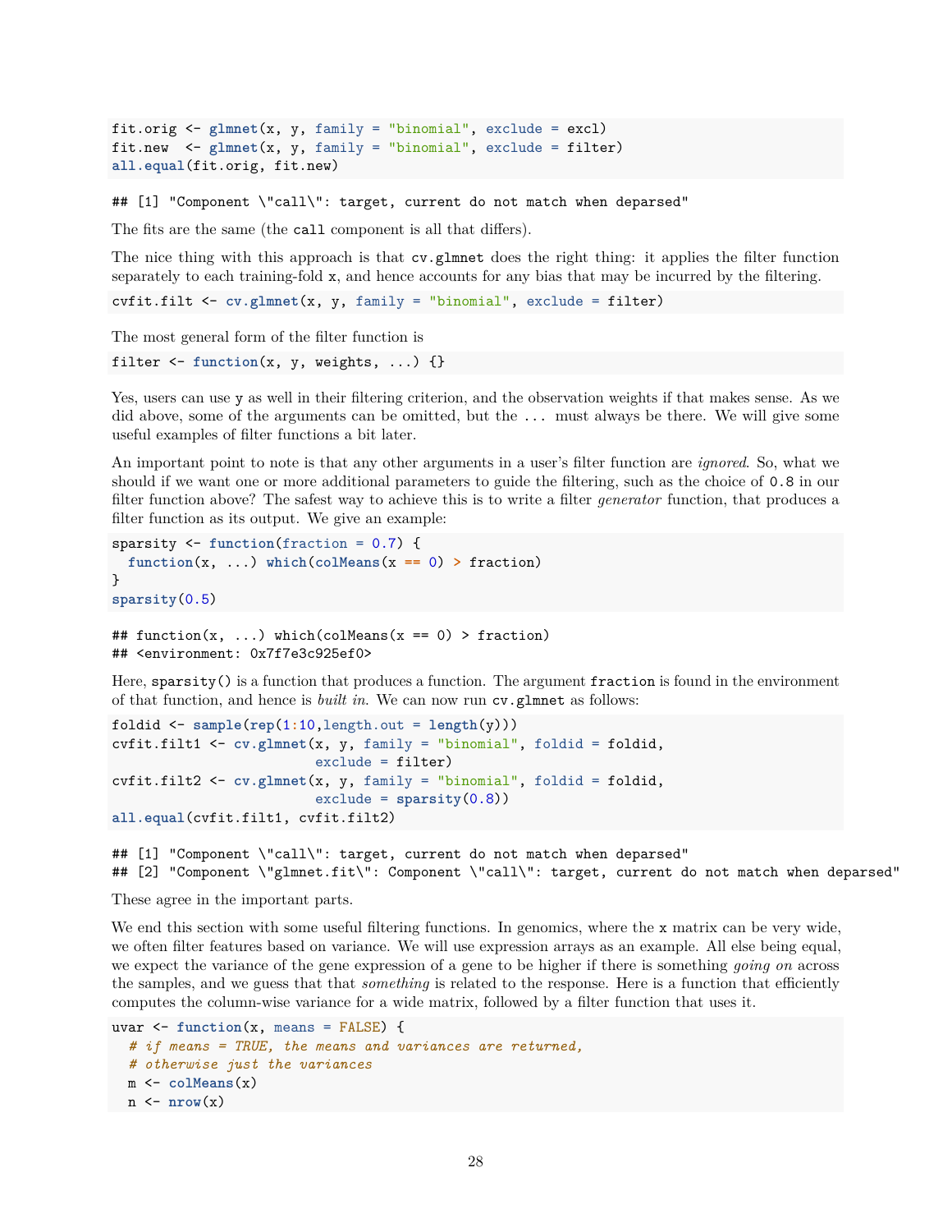```r
fit.orig <- glmnet(x, y, family = "binomial", exclude = excl)
fit.new  <- glmnet(x, y, family = "binomial", exclude = filter)
all.equal(fit.orig, fit.new)
```

```
## [1] "Component \"call\": target, current do not match when deparsed"
```

The fits are the same (the `call` component is all that differs).

The nice thing with this approach is that `cv.glmnet` does the right thing: it applies the filter function separately to each training-fold `x`, and hence accounts for any bias that may be incurred by the filtering.

```r
cvfit.filt <- cv.glmnet(x, y, family = "binomial", exclude = filter)
```

The most general form of the filter function is

```r
filter <- function(x, y, weights, ...) {}
```

Yes, users can use `y` as well in their filtering criterion, and the observation weights if that makes sense. As we did above, some of the arguments can be omitted, but the `...` must always be there. We will give some useful examples of filter functions a bit later.

An important point to note is that any other arguments in a user's filter function are *ignored*. So, what we should if we want one or more additional parameters to guide the filtering, such as the choice of `0.8` in our filter function above? The safest way to achieve this is to write a filter *generator* function, that produces a filter function as its output. We give an example:

```r
sparsity <- function(fraction = 0.7) {
  function(x, ...) which(colMeans(x == 0) > fraction)
}
sparsity(0.5)
```

```
## function(x, ...) which(colMeans(x == 0) > fraction)
## <environment: 0x7f7e3c925ef0>
```

Here, `sparsity()` is a function that produces a function. The argument `fraction` is found in the environment of that function, and hence is *built in*. We can now run `cv.glmnet` as follows:

```r
foldid <- sample(rep(1:10,length.out = length(y)))
cvfit.filt1 <- cv.glmnet(x, y, family = "binomial", foldid = foldid,
                         exclude = filter)
cvfit.filt2 <- cv.glmnet(x, y, family = "binomial", foldid = foldid,
                         exclude = sparsity(0.8))
all.equal(cvfit.filt1, cvfit.filt2)
```

```
## [1] "Component \"call\": target, current do not match when deparsed"
## [2] "Component \"glmnet.fit\": Component \"call\": target, current do not match when deparsed"
```

These agree in the important parts.

We end this section with some useful filtering functions. In genomics, where the `x` matrix can be very wide, we often filter features based on variance. We will use expression arrays as an example. All else being equal, we expect the variance of the gene expression of a gene to be higher if there is something *going on* across the samples, and we guess that that *something* is related to the response. Here is a function that efficiently computes the column-wise variance for a wide matrix, followed by a filter function that uses it.

```r
uvar <- function(x, means = FALSE) {
  # if means = TRUE, the means and variances are returned,
  # otherwise just the variances
  m <- colMeans(x)
  n <- nrow(x)
```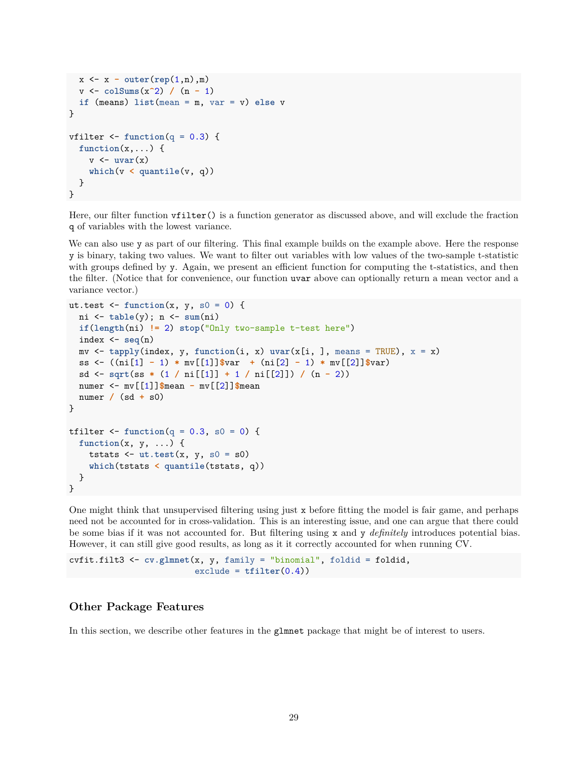```
  x <- x - outer(rep(1,n),m)
  v <- colSums(x^2) / (n - 1)
  if (means) list(mean = m, var = v) else v
}

vfilter <- function(q = 0.3) {
  function(x,...) {
    v <- uvar(x)
    which(v < quantile(v, q))
  }
}
```

Here, our filter function `vfilter()` is a function generator as discussed above, and will exclude the fraction `q` of variables with the lowest variance.

We can also use `y` as part of our filtering. This final example builds on the example above. Here the response `y` is binary, taking two values. We want to filter out variables with low values of the two-sample t-statistic with groups defined by `y`. Again, we present an efficient function for computing the t-statistics, and then the filter. (Notice that for convenience, our function `uvar` above can optionally return a mean vector and a variance vector.)

```
ut.test <- function(x, y, s0 = 0) {
  ni <- table(y); n <- sum(ni)
  if(length(ni) != 2) stop("Only two-sample t-test here")
  index <- seq(n)
  mv <- tapply(index, y, function(i, x) uvar(x[i, ], means = TRUE), x = x)
  ss <- ((ni[1] - 1) * mv[[1]]$var  + (ni[2] - 1) * mv[[2]]$var)
  sd <- sqrt(ss * (1 / ni[[1]] + 1 / ni[[2]]) / (n - 2))
  numer <- mv[[1]]$mean - mv[[2]]$mean
  numer / (sd + s0)
}

tfilter <- function(q = 0.3, s0 = 0) {
  function(x, y, ...) {
    tstats <- ut.test(x, y, s0 = s0)
    which(tstats < quantile(tstats, q))
  }
}
```

One might think that unsupervised filtering using just `x` before fitting the model is fair game, and perhaps need not be accounted for in cross-validation. This is an interesting issue, and one can argue that there could be some bias if it was not accounted for. But filtering using `x` and `y` *definitely* introduces potential bias. However, it can still give good results, as long as it it correctly accounted for when running CV.

```
cvfit.filt3 <- cv.glmnet(x, y, family = "binomial", foldid = foldid,
                         exclude = tfilter(0.4))
```

## Other Package Features

In this section, we describe other features in the `glmnet` package that might be of interest to users.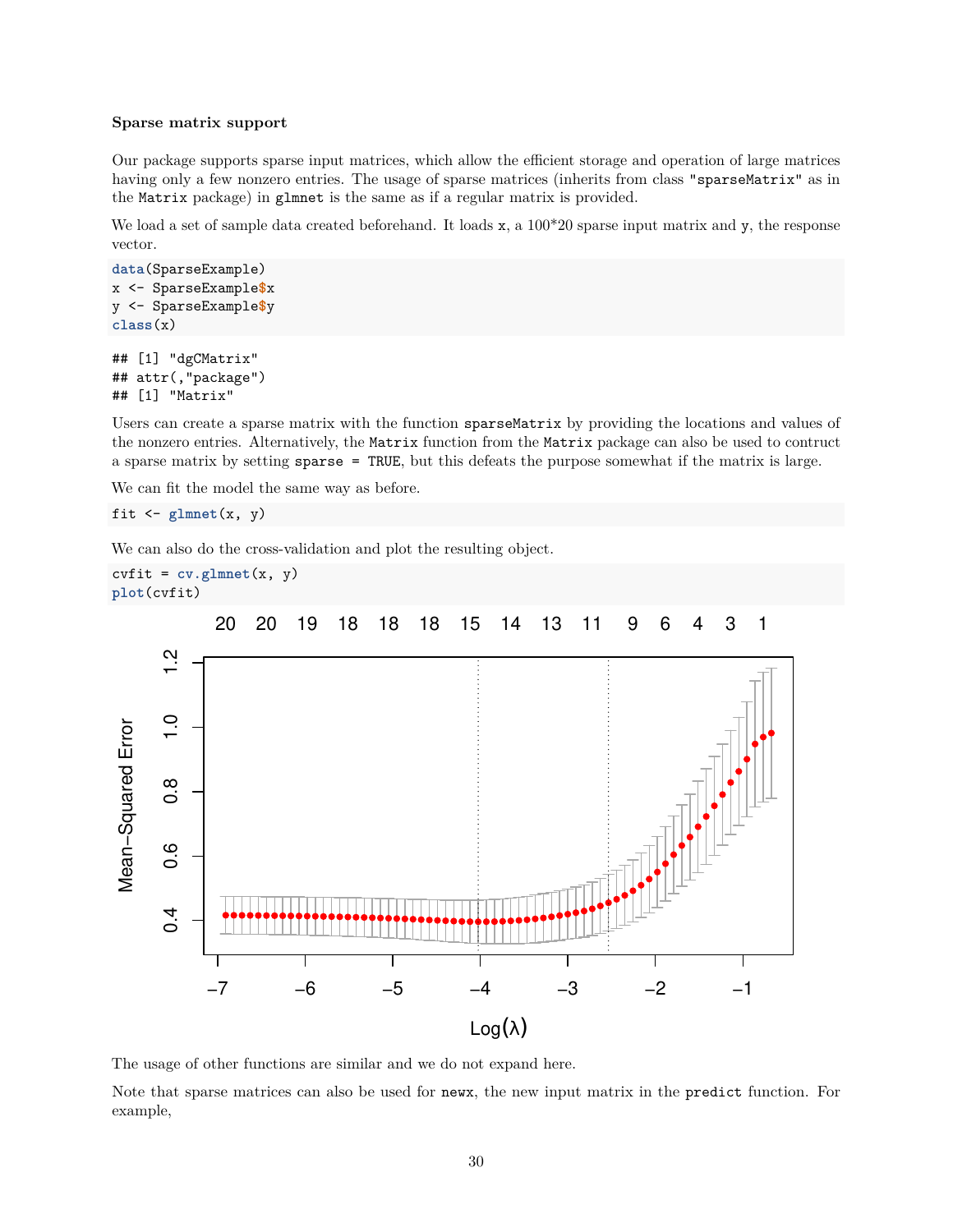**Sparse matrix support**

Our package supports sparse input matrices, which allow the efficient storage and operation of large matrices having only a few nonzero entries. The usage of sparse matrices (inherits from class "sparseMatrix" as in the Matrix package) in glmnet is the same as if a regular matrix is provided.

We load a set of sample data created beforehand. It loads x, a 100*20 sparse input matrix and y, the response vector.

```
data(SparseExample)
x <- SparseExample$x
y <- SparseExample$y
class(x)
```

```
## [1] "dgCMatrix"
## attr(,"package")
## [1] "Matrix"
```

Users can create a sparse matrix with the function sparseMatrix by providing the locations and values of the nonzero entries. Alternatively, the Matrix function from the Matrix package can also be used to contruct a sparse matrix by setting sparse = TRUE, but this defeats the purpose somewhat if the matrix is large.

We can fit the model the same way as before.

```
fit <- glmnet(x, y)
```

We can also do the cross-validation and plot the resulting object.

```
cvfit = cv.glmnet(x, y)
plot(cvfit)
```

The usage of other functions are similar and we do not expand here.

Note that sparse matrices can also be used for newx, the new input matrix in the predict function. For example,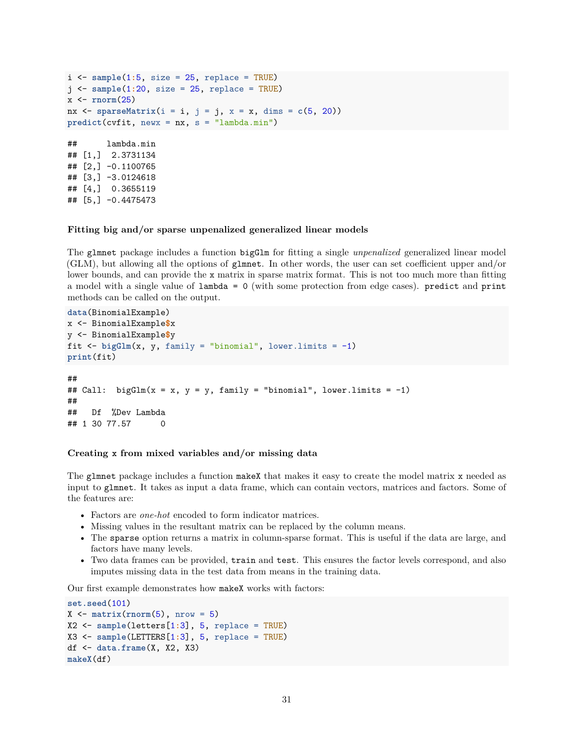```r
i <- sample(1:5, size = 25, replace = TRUE)
j <- sample(1:20, size = 25, replace = TRUE)
x <- rnorm(25)
nx <- sparseMatrix(i = i, j = j, x = x, dims = c(5, 20))
predict(cvfit, newx = nx, s = "lambda.min")
```

```
##      lambda.min
## [1,]  2.3731134
## [2,] -0.1100765
## [3,] -3.0124618
## [4,]  0.3655119
## [5,] -0.4475473
```

### Fitting big and/or sparse unpenalized generalized linear models

The `glmnet` package includes a function `bigGlm` for fitting a single *unpenalized* generalized linear model (GLM), but allowing all the options of `glmnet`. In other words, the user can set coefficient upper and/or lower bounds, and can provide the `x` matrix in sparse matrix format. This is not too much more than fitting a model with a single value of `lambda = 0` (with some protection from edge cases). `predict` and `print` methods can be called on the output.

```r
data(BinomialExample)
x <- BinomialExample$x
y <- BinomialExample$y
fit <- bigGlm(x, y, family = "binomial", lower.limits = -1)
print(fit)
```

```
##
## Call:  bigGlm(x = x, y = y, family = "binomial", lower.limits = -1)
##
##   Df  %Dev Lambda
## 1 30 77.57      0
```

### Creating x from mixed variables and/or missing data

The `glmnet` package includes a function `makeX` that makes it easy to create the model matrix `x` needed as input to `glmnet`. It takes as input a data frame, which can contain vectors, matrices and factors. Some of the features are:

- Factors are *one-hot* encoded to form indicator matrices.
- Missing values in the resultant matrix can be replaced by the column means.
- The `sparse` option returns a matrix in column-sparse format. This is useful if the data are large, and factors have many levels.
- Two data frames can be provided, `train` and `test`. This ensures the factor levels correspond, and also imputes missing data in the test data from means in the training data.

Our first example demonstrates how `makeX` works with factors:

```r
set.seed(101)
X <- matrix(rnorm(5), nrow = 5)
X2 <- sample(letters[1:3], 5, replace = TRUE)
X3 <- sample(LETTERS[1:3], 5, replace = TRUE)
df <- data.frame(X, X2, X3)
makeX(df)
```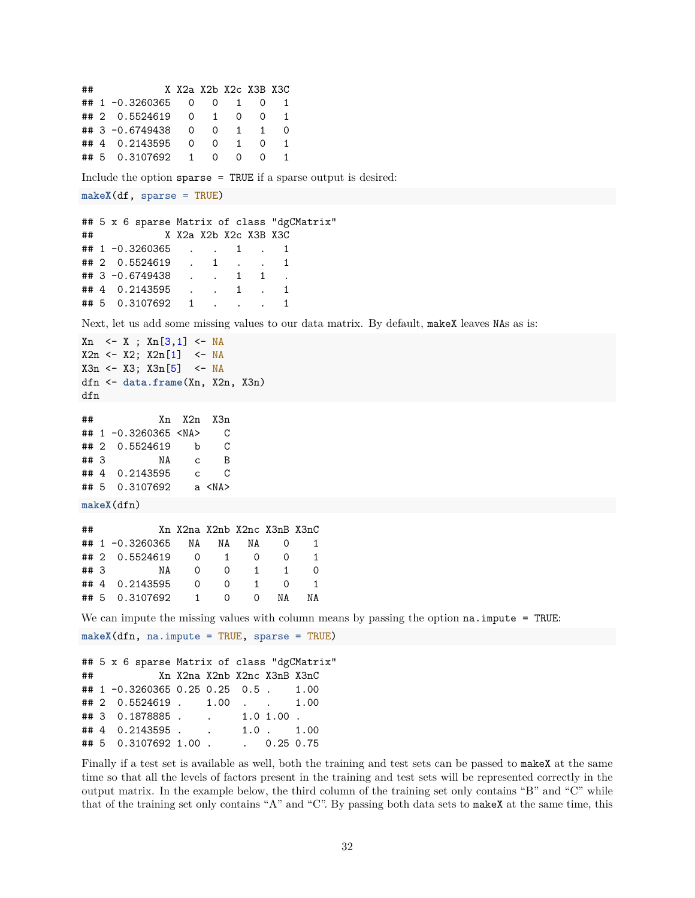```
##            X X2a X2b X2c X3B X3C
## 1 -0.3260365   0   0   1   0   1
## 2  0.5524619   0   1   0   0   1
## 3 -0.6749438   0   0   1   1   0
## 4  0.2143595   0   0   1   0   1
## 5  0.3107692   1   0   0   0   1
```

Include the option `sparse = TRUE` if a sparse output is desired:

```
makeX(df, sparse = TRUE)
```

```
## 5 x 6 sparse Matrix of class "dgCMatrix"
##            X X2a X2b X2c X3B X3C
## 1 -0.3260365   .   .   1   .   1
## 2  0.5524619   .   1   .   .   1
## 3 -0.6749438   .   .   1   1   .
## 4  0.2143595   .   .   1   .   1
## 5  0.3107692   1   .   .   .   1
```

Next, let us add some missing values to our data matrix. By default, `makeX` leaves `NA`s as is:

```
Xn  <- X ; Xn[3,1] <- NA
X2n <- X2; X2n[1]  <- NA
X3n <- X3; X3n[5]  <- NA
dfn <- data.frame(Xn, X2n, X3n)
dfn
```

```
##           Xn  X2n  X3n
## 1 -0.3260365 <NA>    C
## 2  0.5524619    b    C
## 3         NA    c    B
## 4  0.2143595    c    C
## 5  0.3107692    a <NA>
```

```
makeX(dfn)
```

```
##           Xn X2na X2nb X2nc X3nB X3nC
## 1 -0.3260365   NA   NA   NA    0    1
## 2  0.5524619    0    1    0    0    1
## 3         NA    0    0    1    1    0
## 4  0.2143595    0    0    1    0    1
## 5  0.3107692    1    0    0   NA   NA
```

We can impute the missing values with column means by passing the option `na.impute = TRUE`:

```
makeX(dfn, na.impute = TRUE, sparse = TRUE)
```

```
## 5 x 6 sparse Matrix of class "dgCMatrix"
##           Xn X2na X2nb X2nc X3nB X3nC
## 1 -0.3260365 0.25 0.25  0.5 .    1.00
## 2  0.5524619 .    1.00  .   .    1.00
## 3  0.1878885 .    .     1.0 1.00 .
## 4  0.2143595 .    .     1.0 .    1.00
## 5  0.3107692 1.00 .     .   0.25 0.75
```

Finally if a test set is available as well, both the training and test sets can be passed to `makeX` at the same time so that all the levels of factors present in the training and test sets will be represented correctly in the output matrix. In the example below, the third column of the training set only contains "B" and "C" while that of the training set only contains "A" and "C". By passing both data sets to `makeX` at the same time, this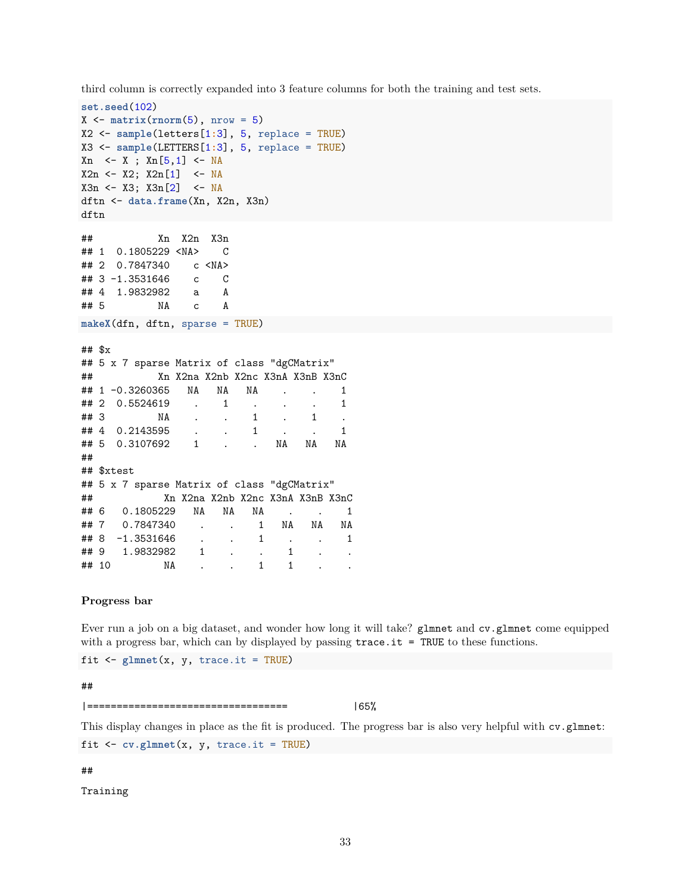third column is correctly expanded into 3 feature columns for both the training and test sets.

```
set.seed(102)
X <- matrix(rnorm(5), nrow = 5)
X2 <- sample(letters[1:3], 5, replace = TRUE)
X3 <- sample(LETTERS[1:3], 5, replace = TRUE)
Xn  <- X ; Xn[5,1] <- NA
X2n <- X2; X2n[1]  <- NA
X3n <- X3; X3n[2]  <- NA
dftn <- data.frame(Xn, X2n, X3n)
dftn
```

```
##           Xn  X2n  X3n
## 1  0.1805229 <NA>    C
## 2  0.7847340    c <NA>
## 3 -1.3531646    c    C
## 4  1.9832982    a    A
## 5         NA    c    A
```

```
makeX(dfn, dftn, sparse = TRUE)
```

```
## $x
## 5 x 7 sparse Matrix of class "dgCMatrix"
##           Xn X2na X2nb X2nc X3nA X3nB X3nC
## 1 -0.3260365   NA   NA   NA    .    .    1
## 2  0.5524619    .    1    .    .    .    1
## 3         NA    .    .    1    .    1    .
## 4  0.2143595    .    .    1    .    .    1
## 5  0.3107692    1    .    .   NA   NA   NA
## 
## $xtest
## 5 x 7 sparse Matrix of class "dgCMatrix"
##            Xn X2na X2nb X2nc X3nA X3nB X3nC
## 6   0.1805229   NA   NA   NA    .    .    1
## 7   0.7847340    .    .    1   NA   NA   NA
## 8  -1.3531646    .    .    1    .    .    1
## 9   1.9832982    1    .    .    1    .    .
## 10         NA    .    .    1    1    .    .
```

### Progress bar

Ever run a job on a big dataset, and wonder how long it will take? `glmnet` and `cv.glmnet` come equipped with a progress bar, which can by displayed by passing `trace.it = TRUE` to these functions.

```
fit <- glmnet(x, y, trace.it = TRUE)
```

```
## 
|==================================            |65%
```

This display changes in place as the fit is produced. The progress bar is also very helpful with `cv.glmnet`:

```
fit <- cv.glmnet(x, y, trace.it = TRUE)
```

```
## 
Training
```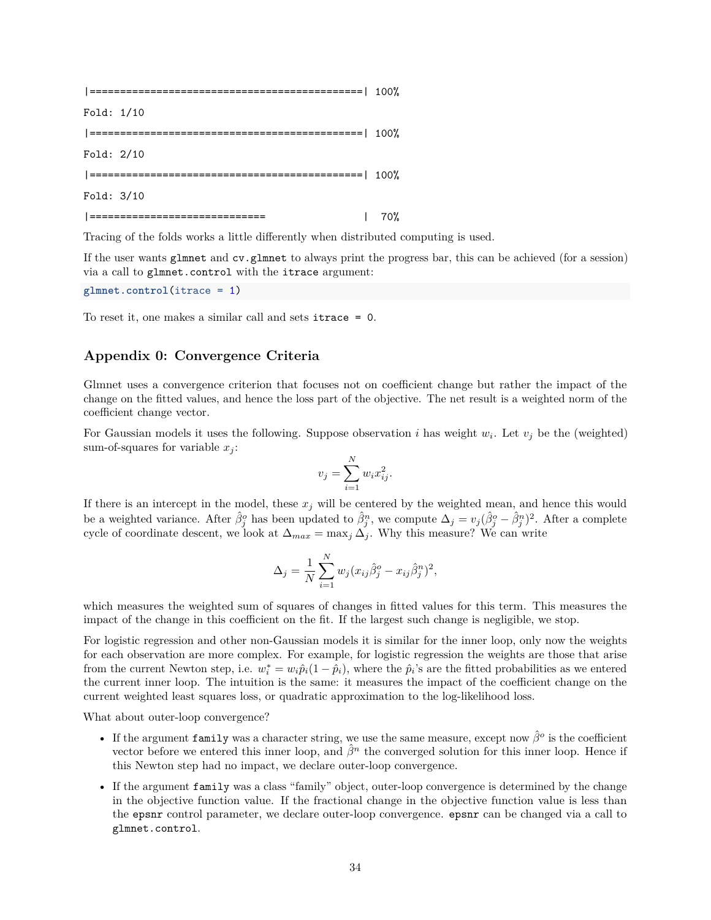```
|=============================================| 100%
Fold: 1/10
|=============================================| 100%
Fold: 2/10
|=============================================| 100%
Fold: 3/10
|==============================                |  70%
```

Tracing of the folds works a little differently when distributed computing is used.

If the user wants `glmnet` and `cv.glmnet` to always print the progress bar, this can be achieved (for a session) via a call to `glmnet.control` with the `itrace` argument:

```r
glmnet.control(itrace = 1)
```

To reset it, one makes a similar call and sets `itrace = 0`.

## Appendix 0: Convergence Criteria

Glmnet uses a convergence criterion that focuses not on coefficient change but rather the impact of the change on the fitted values, and hence the loss part of the objective. The net result is a weighted norm of the coefficient change vector.

For Gaussian models it uses the following. Suppose observation $i$ has weight $w_i$. Let $v_j$ be the (weighted) sum-of-squares for variable $x_j$:

$$v_j = \sum_{i=1}^{N} w_i x_{ij}^2.$$

If there is an intercept in the model, these $x_j$ will be centered by the weighted mean, and hence this would be a weighted variance. After $\hat{\beta}_j^o$ has been updated to $\hat{\beta}_j^n$, we compute $\Delta_j = v_j(\hat{\beta}_j^o - \hat{\beta}_j^n)^2$. After a complete cycle of coordinate descent, we look at $\Delta_{max} = \max_j \Delta_j$. Why this measure? We can write

$$\Delta_j = \frac{1}{N}\sum_{i=1}^{N} w_j(x_{ij}\hat{\beta}_j^o - x_{ij}\hat{\beta}_j^n)^2,$$

which measures the weighted sum of squares of changes in fitted values for this term. This measures the impact of the change in this coefficient on the fit. If the largest such change is negligible, we stop.

For logistic regression and other non-Gaussian models it is similar for the inner loop, only now the weights for each observation are more complex. For example, for logistic regression the weights are those that arise from the current Newton step, i.e. $w_i^* = w_i\hat{p}_i(1 - \hat{p}_i)$, where the $\hat{p}_i$'s are the fitted probabilities as we entered the current inner loop. The intuition is the same: it measures the impact of the coefficient change on the current weighted least squares loss, or quadratic approximation to the log-likelihood loss.

What about outer-loop convergence?

- If the argument `family` was a character string, we use the same measure, except now $\hat{\beta}^o$ is the coefficient vector before we entered this inner loop, and $\hat{\beta}^n$ the converged solution for this inner loop. Hence if this Newton step had no impact, we declare outer-loop convergence.
- If the argument `family` was a class "family" object, outer-loop convergence is determined by the change in the objective function value. If the fractional change in the objective function value is less than the `epsnr` control parameter, we declare outer-loop convergence. `epsnr` can be changed via a call to `glmnet.control`.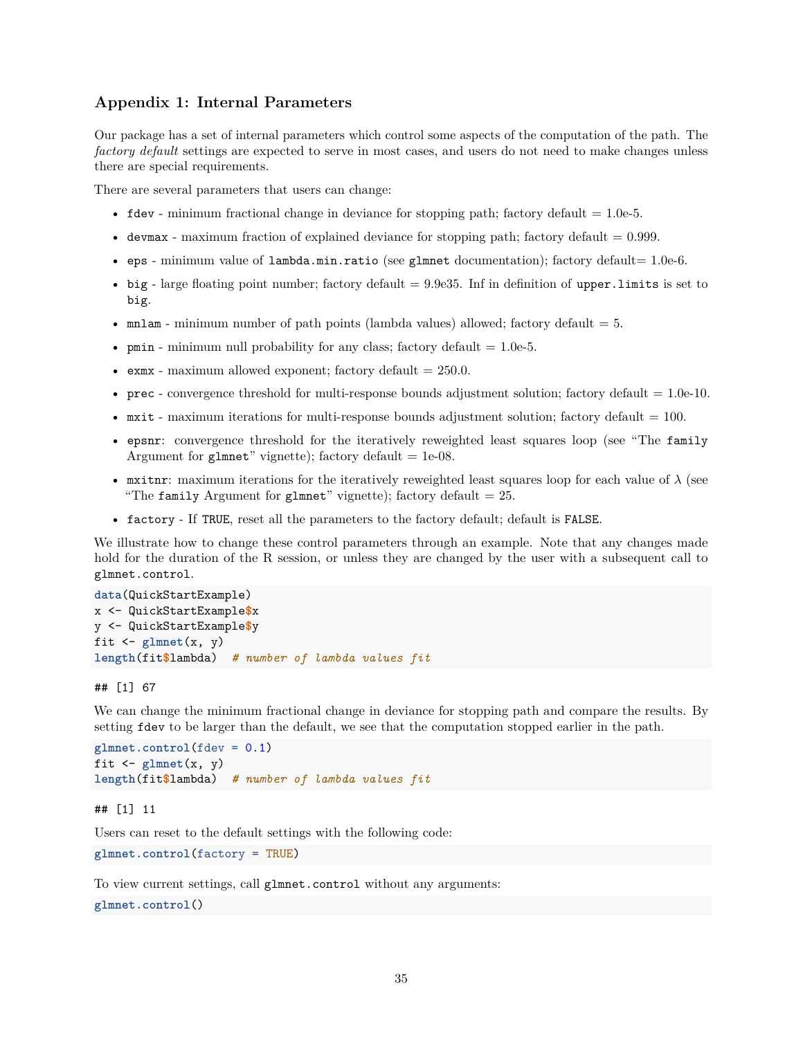## Appendix 1: Internal Parameters

Our package has a set of internal parameters which control some aspects of the computation of the path. The *factory default* settings are expected to serve in most cases, and users do not need to make changes unless there are special requirements.

There are several parameters that users can change:

- `fdev` - minimum fractional change in deviance for stopping path; factory default = 1.0e-5.
- `devmax` - maximum fraction of explained deviance for stopping path; factory default = 0.999.
- `eps` - minimum value of `lambda.min.ratio` (see `glmnet` documentation); factory default= 1.0e-6.
- `big` - large floating point number; factory default = 9.9e35. Inf in definition of `upper.limits` is set to `big`.
- `mnlam` - minimum number of path points (lambda values) allowed; factory default = 5.
- `pmin` - minimum null probability for any class; factory default = 1.0e-5.
- `exmx` - maximum allowed exponent; factory default = 250.0.
- `prec` - convergence threshold for multi-response bounds adjustment solution; factory default = 1.0e-10.
- `mxit` - maximum iterations for multi-response bounds adjustment solution; factory default = 100.
- `epsnr`: convergence threshold for the iteratively reweighted least squares loop (see "The `family` Argument for `glmnet`" vignette); factory default = 1e-08.
- `mxitnr`: maximum iterations for the iteratively reweighted least squares loop for each value of $\lambda$ (see "The `family` Argument for `glmnet`" vignette); factory default = 25.
- `factory` - If `TRUE`, reset all the parameters to the factory default; default is `FALSE`.

We illustrate how to change these control parameters through an example. Note that any changes made hold for the duration of the R session, or unless they are changed by the user with a subsequent call to `glmnet.control`.

```
data(QuickStartExample)
x <- QuickStartExample$x
y <- QuickStartExample$y
fit <- glmnet(x, y)
length(fit$lambda)  # number of lambda values fit
```

```
## [1] 67
```

We can change the minimum fractional change in deviance for stopping path and compare the results. By setting `fdev` to be larger than the default, we see that the computation stopped earlier in the path.

```
glmnet.control(fdev = 0.1)
fit <- glmnet(x, y)
length(fit$lambda)  # number of lambda values fit
```

```
## [1] 11
```

Users can reset to the default settings with the following code:

```
glmnet.control(factory = TRUE)
```

To view current settings, call `glmnet.control` without any arguments:

```
glmnet.control()
```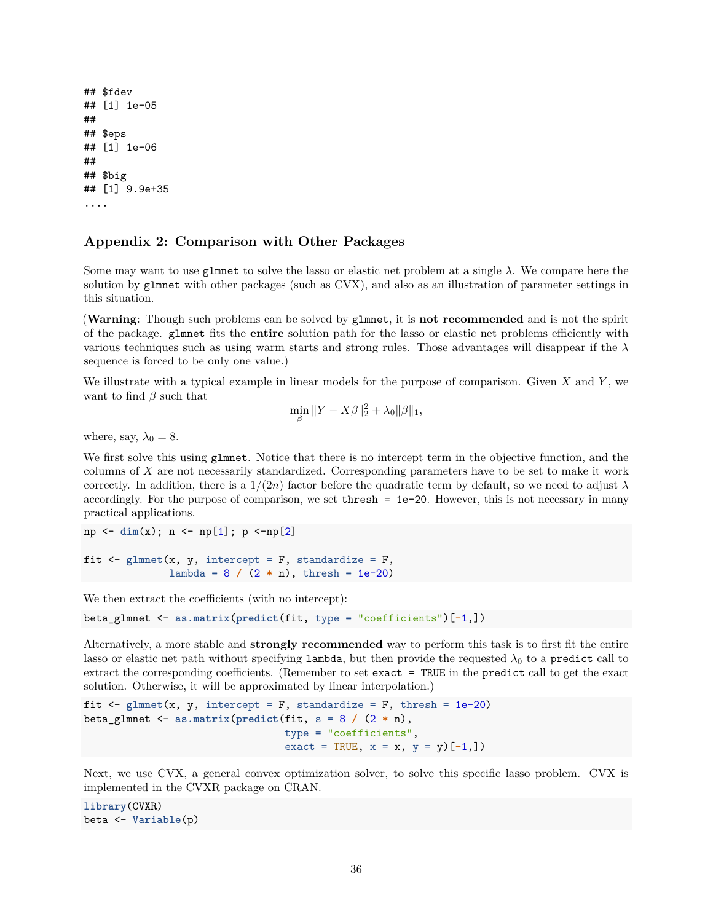```
## $fdev
## [1] 1e-05
##
## $eps
## [1] 1e-06
##
## $big
## [1] 9.9e+35
....
```

## Appendix 2: Comparison with Other Packages

Some may want to use `glmnet` to solve the lasso or elastic net problem at a single $\lambda$. We compare here the solution by `glmnet` with other packages (such as CVX), and also as an illustration of parameter settings in this situation.

(**Warning**: Though such problems can be solved by `glmnet`, it is **not recommended** and is not the spirit of the package. `glmnet` fits the **entire** solution path for the lasso or elastic net problems efficiently with various techniques such as using warm starts and strong rules. Those advantages will disappear if the $\lambda$ sequence is forced to be only one value.)

We illustrate with a typical example in linear models for the purpose of comparison. Given $X$ and $Y$, we want to find $\beta$ such that

$$\min_{\beta} \|Y - X\beta\|_2^2 + \lambda_0 \|\beta\|_1,$$

where, say, $\lambda_0 = 8$.

We first solve this using `glmnet`. Notice that there is no intercept term in the objective function, and the columns of $X$ are not necessarily standardized. Corresponding parameters have to be set to make it work correctly. In addition, there is a $1/(2n)$ factor before the quadratic term by default, so we need to adjust $\lambda$ accordingly. For the purpose of comparison, we set `thresh = 1e-20`. However, this is not necessary in many practical applications.

```
np <- dim(x); n <- np[1]; p <-np[2]

fit <- glmnet(x, y, intercept = F, standardize = F,
              lambda = 8 / (2 * n), thresh = 1e-20)
```

We then extract the coefficients (with no intercept):

```
beta_glmnet <- as.matrix(predict(fit, type = "coefficients")[-1,])
```

Alternatively, a more stable and **strongly recommended** way to perform this task is to first fit the entire lasso or elastic net path without specifying `lambda`, but then provide the requested $\lambda_0$ to a `predict` call to extract the corresponding coefficients. (Remember to set `exact = TRUE` in the `predict` call to get the exact solution. Otherwise, it will be approximated by linear interpolation.)

```
fit <- glmnet(x, y, intercept = F, standardize = F, thresh = 1e-20)
beta_glmnet <- as.matrix(predict(fit, s = 8 / (2 * n),
                                 type = "coefficients",
                                 exact = TRUE, x = x, y = y)[-1,])
```

Next, we use CVX, a general convex optimization solver, to solve this specific lasso problem. CVX is implemented in the CVXR package on CRAN.

```
library(CVXR)
beta <- Variable(p)
```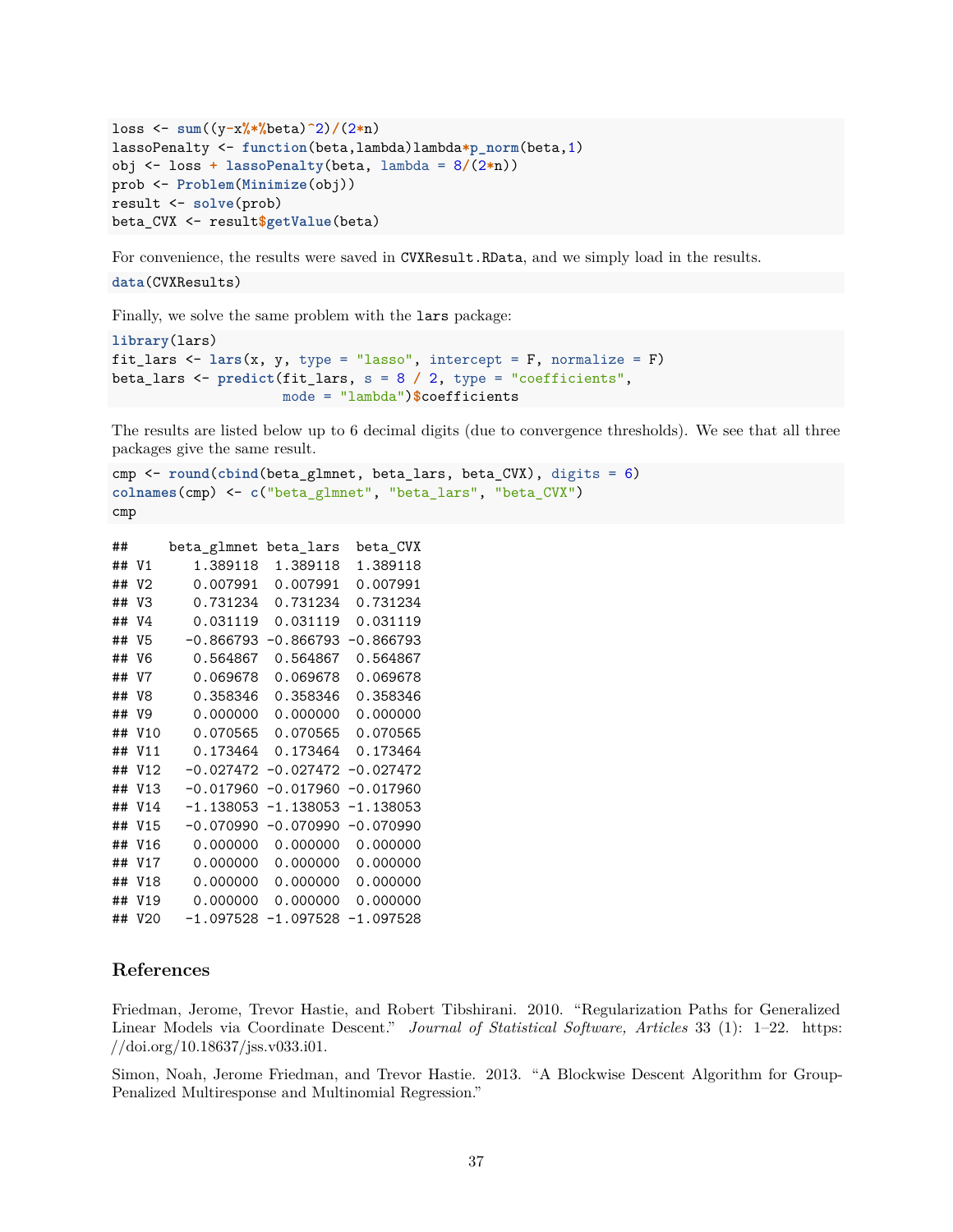```r
loss <- sum((y-x%*%beta)^2)/(2*n)
lassoPenalty <- function(beta,lambda)lambda*p_norm(beta,1)
obj <- loss + lassoPenalty(beta, lambda = 8/(2*n))
prob <- Problem(Minimize(obj))
result <- solve(prob)
beta_CVX <- result$getValue(beta)
```

For convenience, the results were saved in `CVXResult.RData`, and we simply load in the results.

```r
data(CVXResults)
```

Finally, we solve the same problem with the `lars` package:

```r
library(lars)
fit_lars <- lars(x, y, type = "lasso", intercept = F, normalize = F)
beta_lars <- predict(fit_lars, s = 8 / 2, type = "coefficients",
                     mode = "lambda")$coefficients
```

The results are listed below up to 6 decimal digits (due to convergence thresholds). We see that all three packages give the same result.

```r
cmp <- round(cbind(beta_glmnet, beta_lars, beta_CVX), digits = 6)
colnames(cmp) <- c("beta_glmnet", "beta_lars", "beta_CVX")
cmp
```

```
##     beta_glmnet beta_lars  beta_CVX
## V1     1.389118  1.389118  1.389118
## V2     0.007991  0.007991  0.007991
## V3     0.731234  0.731234  0.731234
## V4     0.031119  0.031119  0.031119
## V5    -0.866793 -0.866793 -0.866793
## V6     0.564867  0.564867  0.564867
## V7     0.069678  0.069678  0.069678
## V8     0.358346  0.358346  0.358346
## V9     0.000000  0.000000  0.000000
## V10    0.070565  0.070565  0.070565
## V11    0.173464  0.173464  0.173464
## V12   -0.027472 -0.027472 -0.027472
## V13   -0.017960 -0.017960 -0.017960
## V14   -1.138053 -1.138053 -1.138053
## V15   -0.070990 -0.070990 -0.070990
## V16    0.000000  0.000000  0.000000
## V17    0.000000  0.000000  0.000000
## V18    0.000000  0.000000  0.000000
## V19    0.000000  0.000000  0.000000
## V20   -1.097528 -1.097528 -1.097528
```

## References

Friedman, Jerome, Trevor Hastie, and Robert Tibshirani. 2010. "Regularization Paths for Generalized Linear Models via Coordinate Descent." *Journal of Statistical Software, Articles* 33 (1): 1–22. https://doi.org/10.18637/jss.v033.i01.

Simon, Noah, Jerome Friedman, and Trevor Hastie. 2013. "A Blockwise Descent Algorithm for Group-Penalized Multiresponse and Multinomial Regression."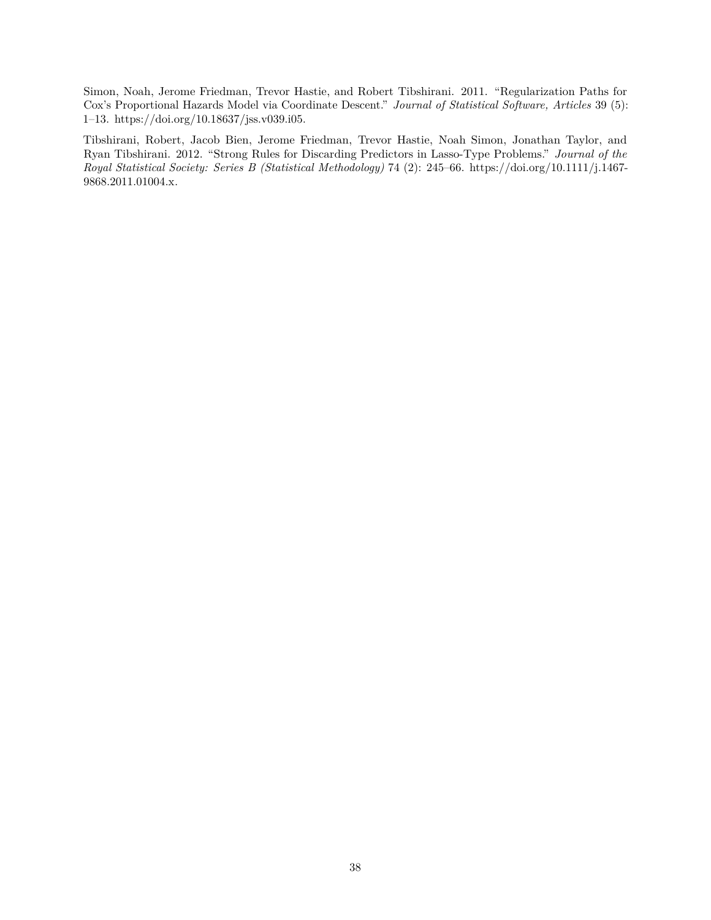Simon, Noah, Jerome Friedman, Trevor Hastie, and Robert Tibshirani. 2011. "Regularization Paths for Cox's Proportional Hazards Model via Coordinate Descent." *Journal of Statistical Software, Articles* 39 (5): 1–13. https://doi.org/10.18637/jss.v039.i05.

Tibshirani, Robert, Jacob Bien, Jerome Friedman, Trevor Hastie, Noah Simon, Jonathan Taylor, and Ryan Tibshirani. 2012. "Strong Rules for Discarding Predictors in Lasso-Type Problems." *Journal of the Royal Statistical Society: Series B (Statistical Methodology)* 74 (2): 245–66. https://doi.org/10.1111/j.1467-9868.2011.01004.x.